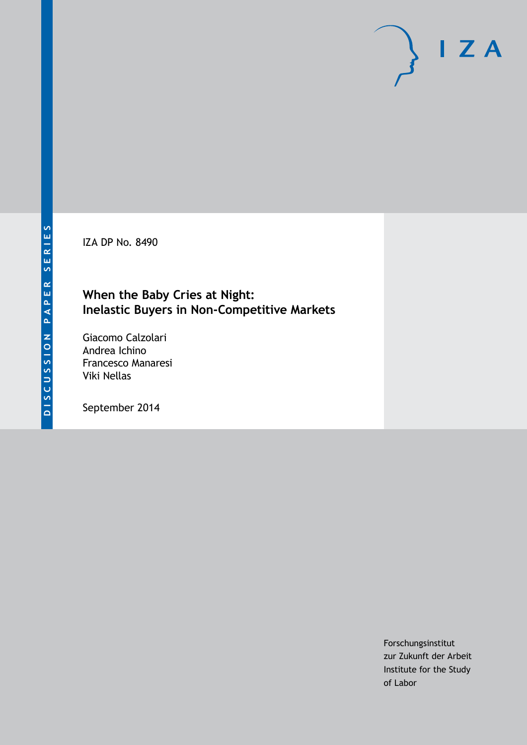IZA DP No. 8490

# When the Baby Cries at Night: Inelastic Buyers in Non-Competitive Markets

Giacomo Calzolari
Andrea Ichino
Francesco Manaresi
Viki Nellas

September 2014

Forschungsinstitut
zur Zukunft der Arbeit
Institute for the Study
of Labor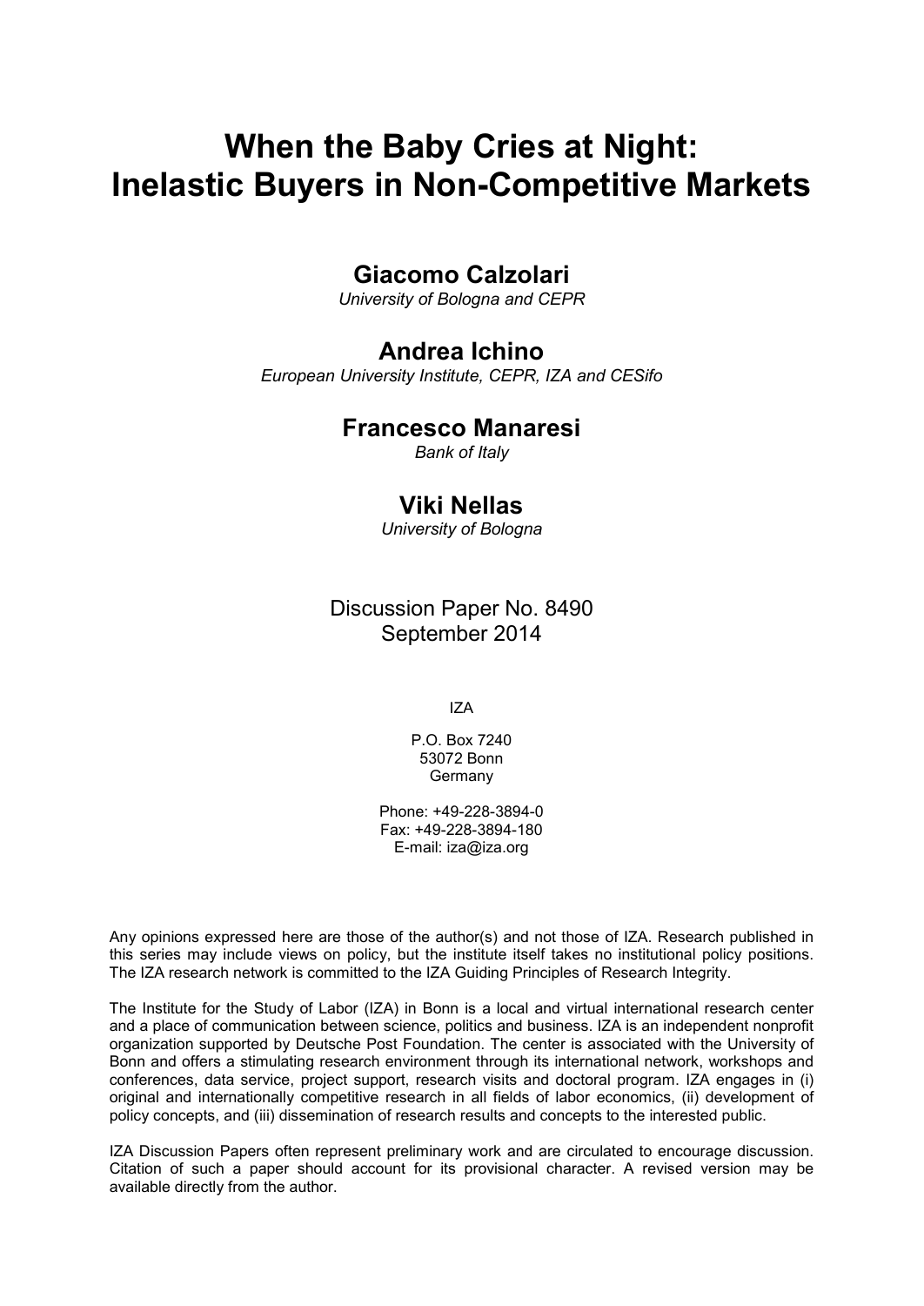# When the Baby Cries at Night: Inelastic Buyers in Non-Competitive Markets

## Giacomo Calzolari

*University of Bologna and CEPR*

## Andrea Ichino

*European University Institute, CEPR, IZA and CESifo*

## Francesco Manaresi

*Bank of Italy*

## Viki Nellas

*University of Bologna*

Discussion Paper No. 8490
September 2014

IZA

P.O. Box 7240
53072 Bonn
Germany

Phone: +49-228-3894-0
Fax: +49-228-3894-180
E-mail: iza@iza.org

Any opinions expressed here are those of the author(s) and not those of IZA. Research published in this series may include views on policy, but the institute itself takes no institutional policy positions. The IZA research network is committed to the IZA Guiding Principles of Research Integrity.

The Institute for the Study of Labor (IZA) in Bonn is a local and virtual international research center and a place of communication between science, politics and business. IZA is an independent nonprofit organization supported by Deutsche Post Foundation. The center is associated with the University of Bonn and offers a stimulating research environment through its international network, workshops and conferences, data service, project support, research visits and doctoral program. IZA engages in (i) original and internationally competitive research in all fields of labor economics, (ii) development of policy concepts, and (iii) dissemination of research results and concepts to the interested public.

IZA Discussion Papers often represent preliminary work and are circulated to encourage discussion. Citation of such a paper should account for its provisional character. A revised version may be available directly from the author.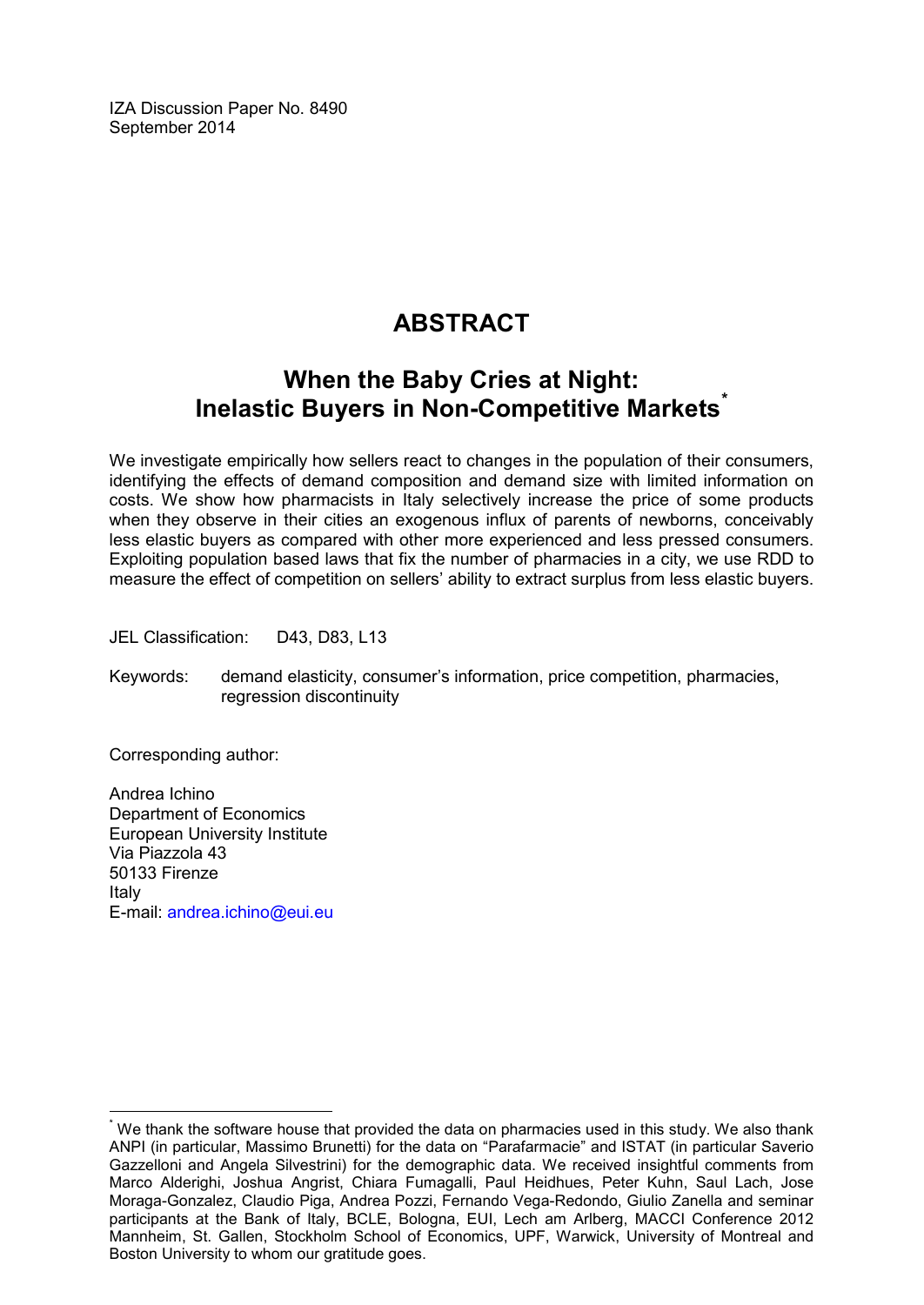IZA Discussion Paper No. 8490
September 2014

# ABSTRACT

## When the Baby Cries at Night: Inelastic Buyers in Non-Competitive Markets[*]

We investigate empirically how sellers react to changes in the population of their consumers, identifying the effects of demand composition and demand size with limited information on costs. We show how pharmacists in Italy selectively increase the price of some products when they observe in their cities an exogenous influx of parents of newborns, conceivably less elastic buyers as compared with other more experienced and less pressed consumers. Exploiting population based laws that fix the number of pharmacies in a city, we use RDD to measure the effect of competition on sellers' ability to extract surplus from less elastic buyers.

JEL Classification: D43, D83, L13

Keywords: demand elasticity, consumer's information, price competition, pharmacies, regression discontinuity

Corresponding author:

Andrea Ichino
Department of Economics
European University Institute
Via Piazzola 43
50133 Firenze
Italy
E-mail: andrea.ichino@eui.eu

---

[*] We thank the software house that provided the data on pharmacies used in this study. We also thank ANPI (in particular, Massimo Brunetti) for the data on "Parafarmacie" and ISTAT (in particular Saverio Gazzelloni and Angela Silvestrini) for the demographic data. We received insightful comments from Marco Alderighi, Joshua Angrist, Chiara Fumagalli, Paul Heidhues, Peter Kuhn, Saul Lach, Jose Moraga-Gonzalez, Claudio Piga, Andrea Pozzi, Fernando Vega-Redondo, Giulio Zanella and seminar participants at the Bank of Italy, BCLE, Bologna, EUI, Lech am Arlberg, MACCI Conference 2012 Mannheim, St. Gallen, Stockholm School of Economics, UPF, Warwick, University of Montreal and Boston University to whom our gratitude goes.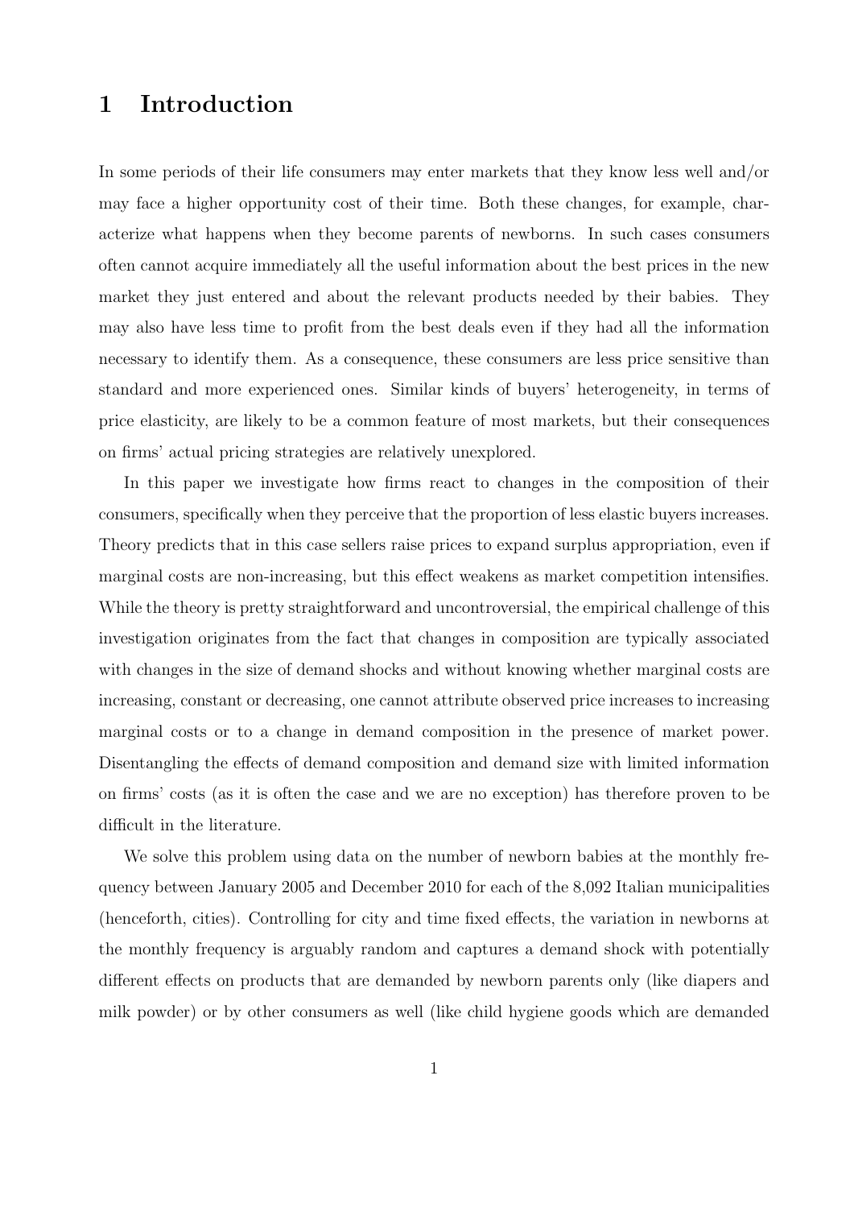# 1 Introduction

In some periods of their life consumers may enter markets that they know less well and/or may face a higher opportunity cost of their time. Both these changes, for example, characterize what happens when they become parents of newborns. In such cases consumers often cannot acquire immediately all the useful information about the best prices in the new market they just entered and about the relevant products needed by their babies. They may also have less time to profit from the best deals even if they had all the information necessary to identify them. As a consequence, these consumers are less price sensitive than standard and more experienced ones. Similar kinds of buyers' heterogeneity, in terms of price elasticity, are likely to be a common feature of most markets, but their consequences on firms' actual pricing strategies are relatively unexplored.

In this paper we investigate how firms react to changes in the composition of their consumers, specifically when they perceive that the proportion of less elastic buyers increases. Theory predicts that in this case sellers raise prices to expand surplus appropriation, even if marginal costs are non-increasing, but this effect weakens as market competition intensifies. While the theory is pretty straightforward and uncontroversial, the empirical challenge of this investigation originates from the fact that changes in composition are typically associated with changes in the size of demand shocks and without knowing whether marginal costs are increasing, constant or decreasing, one cannot attribute observed price increases to increasing marginal costs or to a change in demand composition in the presence of market power. Disentangling the effects of demand composition and demand size with limited information on firms' costs (as it is often the case and we are no exception) has therefore proven to be difficult in the literature.

We solve this problem using data on the number of newborn babies at the monthly frequency between January 2005 and December 2010 for each of the 8,092 Italian municipalities (henceforth, cities). Controlling for city and time fixed effects, the variation in newborns at the monthly frequency is arguably random and captures a demand shock with potentially different effects on products that are demanded by newborn parents only (like diapers and milk powder) or by other consumers as well (like child hygiene goods which are demanded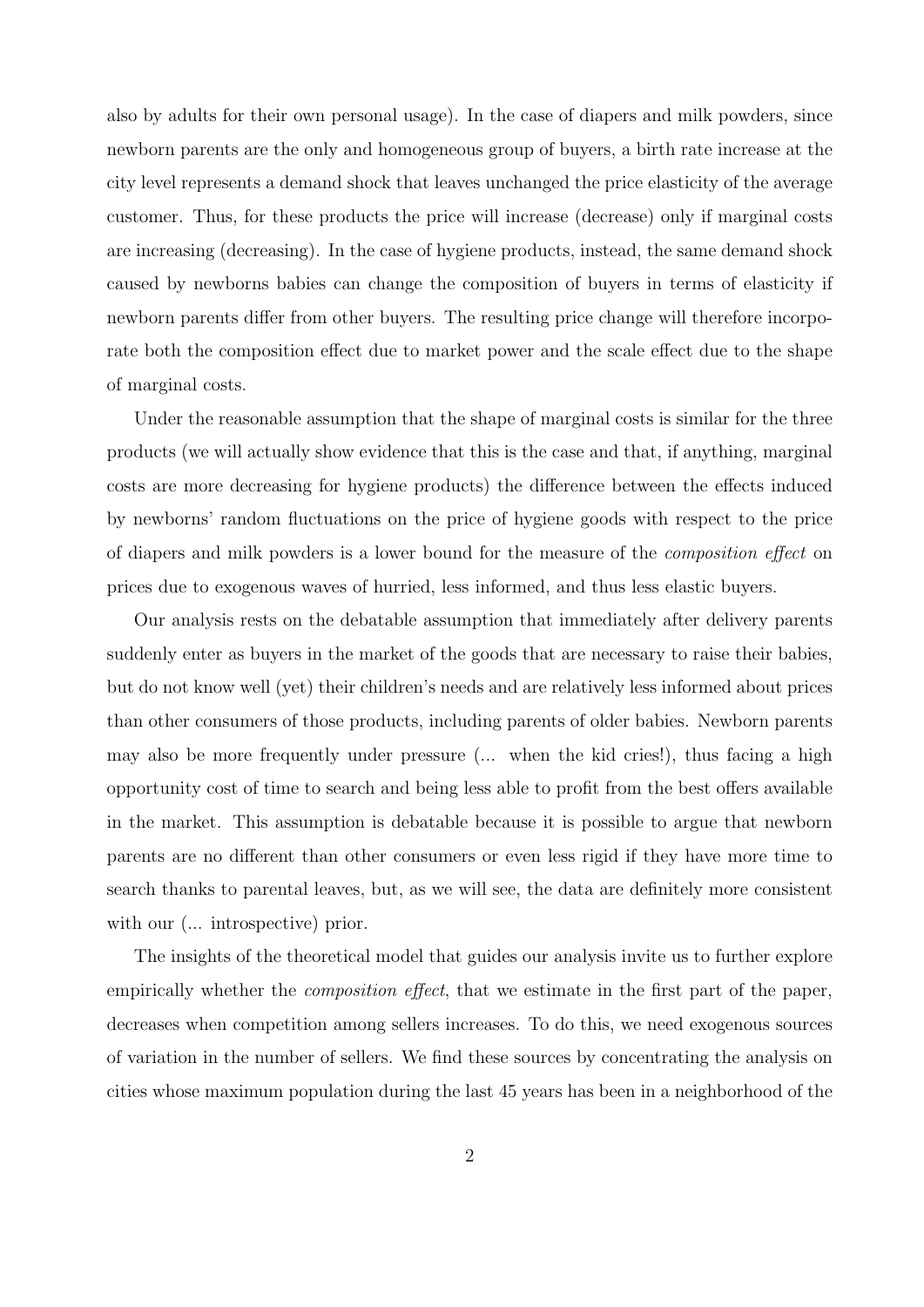also by adults for their own personal usage). In the case of diapers and milk powders, since newborn parents are the only and homogeneous group of buyers, a birth rate increase at the city level represents a demand shock that leaves unchanged the price elasticity of the average customer. Thus, for these products the price will increase (decrease) only if marginal costs are increasing (decreasing). In the case of hygiene products, instead, the same demand shock caused by newborns babies can change the composition of buyers in terms of elasticity if newborn parents differ from other buyers. The resulting price change will therefore incorporate both the composition effect due to market power and the scale effect due to the shape of marginal costs.

Under the reasonable assumption that the shape of marginal costs is similar for the three products (we will actually show evidence that this is the case and that, if anything, marginal costs are more decreasing for hygiene products) the difference between the effects induced by newborns' random fluctuations on the price of hygiene goods with respect to the price of diapers and milk powders is a lower bound for the measure of the *composition effect* on prices due to exogenous waves of hurried, less informed, and thus less elastic buyers.

Our analysis rests on the debatable assumption that immediately after delivery parents suddenly enter as buyers in the market of the goods that are necessary to raise their babies, but do not know well (yet) their children's needs and are relatively less informed about prices than other consumers of those products, including parents of older babies. Newborn parents may also be more frequently under pressure (... when the kid cries!), thus facing a high opportunity cost of time to search and being less able to profit from the best offers available in the market. This assumption is debatable because it is possible to argue that newborn parents are no different than other consumers or even less rigid if they have more time to search thanks to parental leaves, but, as we will see, the data are definitely more consistent with our (... introspective) prior.

The insights of the theoretical model that guides our analysis invite us to further explore empirically whether the *composition effect*, that we estimate in the first part of the paper, decreases when competition among sellers increases. To do this, we need exogenous sources of variation in the number of sellers. We find these sources by concentrating the analysis on cities whose maximum population during the last 45 years has been in a neighborhood of the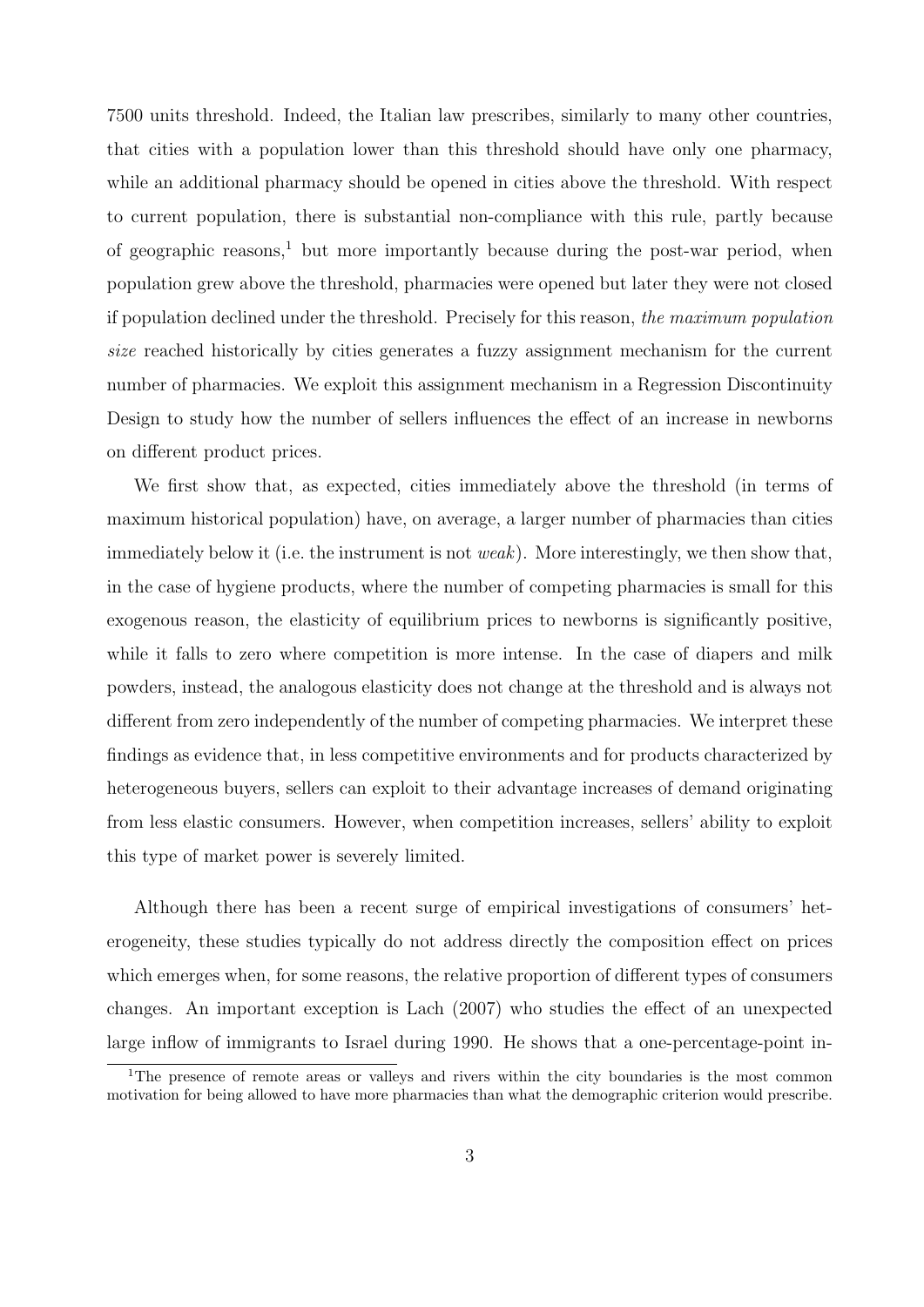7500 units threshold. Indeed, the Italian law prescribes, similarly to many other countries, that cities with a population lower than this threshold should have only one pharmacy, while an additional pharmacy should be opened in cities above the threshold. With respect to current population, there is substantial non-compliance with this rule, partly because of geographic reasons,[1] but more importantly because during the post-war period, when population grew above the threshold, pharmacies were opened but later they were not closed if population declined under the threshold. Precisely for this reason, *the maximum population size* reached historically by cities generates a fuzzy assignment mechanism for the current number of pharmacies. We exploit this assignment mechanism in a Regression Discontinuity Design to study how the number of sellers influences the effect of an increase in newborns on different product prices.

We first show that, as expected, cities immediately above the threshold (in terms of maximum historical population) have, on average, a larger number of pharmacies than cities immediately below it (i.e. the instrument is not *weak*). More interestingly, we then show that, in the case of hygiene products, where the number of competing pharmacies is small for this exogenous reason, the elasticity of equilibrium prices to newborns is significantly positive, while it falls to zero where competition is more intense. In the case of diapers and milk powders, instead, the analogous elasticity does not change at the threshold and is always not different from zero independently of the number of competing pharmacies. We interpret these findings as evidence that, in less competitive environments and for products characterized by heterogeneous buyers, sellers can exploit to their advantage increases of demand originating from less elastic consumers. However, when competition increases, sellers' ability to exploit this type of market power is severely limited.

Although there has been a recent surge of empirical investigations of consumers' heterogeneity, these studies typically do not address directly the composition effect on prices which emerges when, for some reasons, the relative proportion of different types of consumers changes. An important exception is Lach (2007) who studies the effect of an unexpected large inflow of immigrants to Israel during 1990. He shows that a one-percentage-point in-

[1] The presence of remote areas or valleys and rivers within the city boundaries is the most common motivation for being allowed to have more pharmacies than what the demographic criterion would prescribe.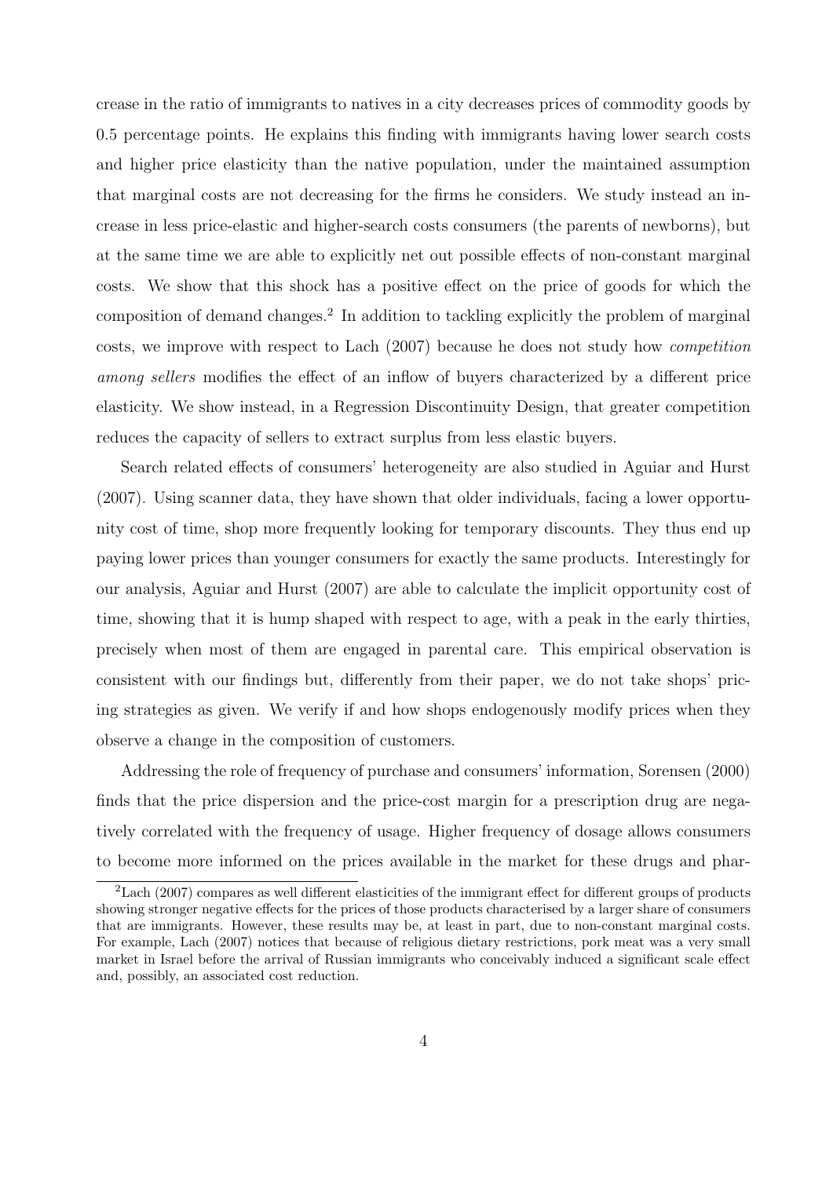crease in the ratio of immigrants to natives in a city decreases prices of commodity goods by 0.5 percentage points. He explains this finding with immigrants having lower search costs and higher price elasticity than the native population, under the maintained assumption that marginal costs are not decreasing for the firms he considers. We study instead an increase in less price-elastic and higher-search costs consumers (the parents of newborns), but at the same time we are able to explicitly net out possible effects of non-constant marginal costs. We show that this shock has a positive effect on the price of goods for which the composition of demand changes.[2] In addition to tackling explicitly the problem of marginal costs, we improve with respect to Lach (2007) because he does not study how *competition among sellers* modifies the effect of an inflow of buyers characterized by a different price elasticity. We show instead, in a Regression Discontinuity Design, that greater competition reduces the capacity of sellers to extract surplus from less elastic buyers.

Search related effects of consumers' heterogeneity are also studied in Aguiar and Hurst (2007). Using scanner data, they have shown that older individuals, facing a lower opportunity cost of time, shop more frequently looking for temporary discounts. They thus end up paying lower prices than younger consumers for exactly the same products. Interestingly for our analysis, Aguiar and Hurst (2007) are able to calculate the implicit opportunity cost of time, showing that it is hump shaped with respect to age, with a peak in the early thirties, precisely when most of them are engaged in parental care. This empirical observation is consistent with our findings but, differently from their paper, we do not take shops' pricing strategies as given. We verify if and how shops endogenously modify prices when they observe a change in the composition of customers.

Addressing the role of frequency of purchase and consumers' information, Sorensen (2000) finds that the price dispersion and the price-cost margin for a prescription drug are negatively correlated with the frequency of usage. Higher frequency of dosage allows consumers to become more informed on the prices available in the market for these drugs and phar-

[2] Lach (2007) compares as well different elasticities of the immigrant effect for different groups of products showing stronger negative effects for the prices of those products characterised by a larger share of consumers that are immigrants. However, these results may be, at least in part, due to non-constant marginal costs. For example, Lach (2007) notices that because of religious dietary restrictions, pork meat was a very small market in Israel before the arrival of Russian immigrants who conceivably induced a significant scale effect and, possibly, an associated cost reduction.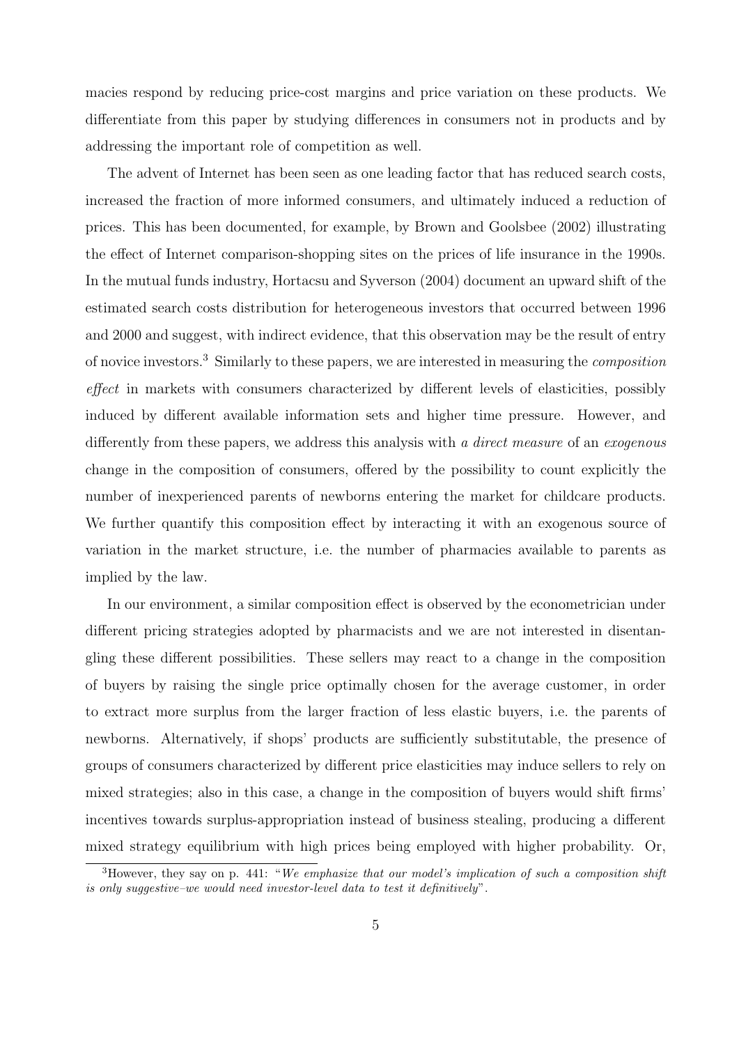macies respond by reducing price-cost margins and price variation on these products. We differentiate from this paper by studying differences in consumers not in products and by addressing the important role of competition as well.

The advent of Internet has been seen as one leading factor that has reduced search costs, increased the fraction of more informed consumers, and ultimately induced a reduction of prices. This has been documented, for example, by Brown and Goolsbee (2002) illustrating the effect of Internet comparison-shopping sites on the prices of life insurance in the 1990s. In the mutual funds industry, Hortacsu and Syverson (2004) document an upward shift of the estimated search costs distribution for heterogeneous investors that occurred between 1996 and 2000 and suggest, with indirect evidence, that this observation may be the result of entry of novice investors.[3] Similarly to these papers, we are interested in measuring the *composition effect* in markets with consumers characterized by different levels of elasticities, possibly induced by different available information sets and higher time pressure. However, and differently from these papers, we address this analysis with *a direct measure* of an *exogenous* change in the composition of consumers, offered by the possibility to count explicitly the number of inexperienced parents of newborns entering the market for childcare products. We further quantify this composition effect by interacting it with an exogenous source of variation in the market structure, i.e. the number of pharmacies available to parents as implied by the law.

In our environment, a similar composition effect is observed by the econometrician under different pricing strategies adopted by pharmacists and we are not interested in disentangling these different possibilities. These sellers may react to a change in the composition of buyers by raising the single price optimally chosen for the average customer, in order to extract more surplus from the larger fraction of less elastic buyers, i.e. the parents of newborns. Alternatively, if shops' products are sufficiently substitutable, the presence of groups of consumers characterized by different price elasticities may induce sellers to rely on mixed strategies; also in this case, a change in the composition of buyers would shift firms' incentives towards surplus-appropriation instead of business stealing, producing a different mixed strategy equilibrium with high prices being employed with higher probability. Or,

[3]However, they say on p. 441: "*We emphasize that our model's implication of such a composition shift is only suggestive–we would need investor-level data to test it definitively*".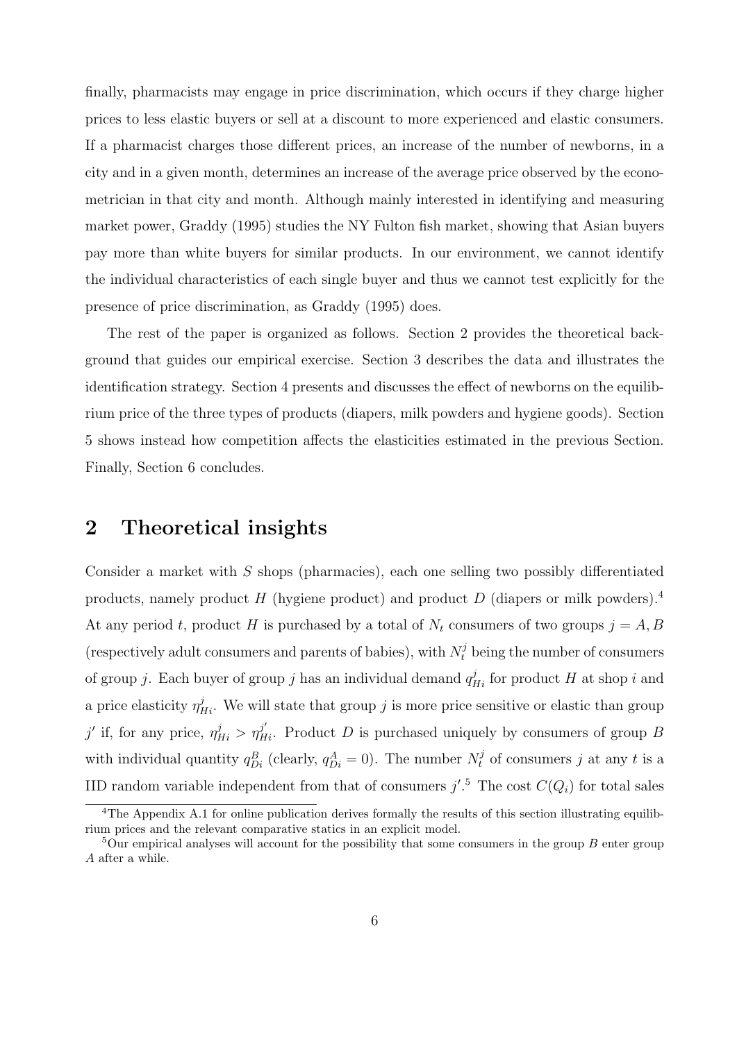finally, pharmacists may engage in price discrimination, which occurs if they charge higher prices to less elastic buyers or sell at a discount to more experienced and elastic consumers. If a pharmacist charges those different prices, an increase of the number of newborns, in a city and in a given month, determines an increase of the average price observed by the econometrician in that city and month. Although mainly interested in identifying and measuring market power, Graddy (1995) studies the NY Fulton fish market, showing that Asian buyers pay more than white buyers for similar products. In our environment, we cannot identify the individual characteristics of each single buyer and thus we cannot test explicitly for the presence of price discrimination, as Graddy (1995) does.

The rest of the paper is organized as follows. Section 2 provides the theoretical background that guides our empirical exercise. Section 3 describes the data and illustrates the identification strategy. Section 4 presents and discusses the effect of newborns on the equilibrium price of the three types of products (diapers, milk powders and hygiene goods). Section 5 shows instead how competition affects the elasticities estimated in the previous Section. Finally, Section 6 concludes.

## 2 Theoretical insights

Consider a market with $S$ shops (pharmacies), each one selling two possibly differentiated products, namely product $H$ (hygiene product) and product $D$ (diapers or milk powders).[4] At any period $t$, product $H$ is purchased by a total of $N_t$ consumers of two groups $j = A, B$ (respectively adult consumers and parents of babies), with $N_t^j$ being the number of consumers of group $j$. Each buyer of group $j$ has an individual demand $q_{Hi}^j$ for product $H$ at shop $i$ and a price elasticity $\eta_{Hi}^j$. We will state that group $j$ is more price sensitive or elastic than group $j'$ if, for any price, $\eta_{Hi}^j > \eta_{Hi}^{j'}$. Product $D$ is purchased uniquely by consumers of group $B$ with individual quantity $q_{Di}^B$ (clearly, $q_{Di}^A = 0$). The number $N_t^j$ of consumers $j$ at any $t$ is a IID random variable independent from that of consumers $j'$.[5] The cost $C(Q_i)$ for total sales

[4] The Appendix A.1 for online publication derives formally the results of this section illustrating equilibrium prices and the relevant comparative statics in an explicit model.

[5] Our empirical analyses will account for the possibility that some consumers in the group $B$ enter group $A$ after a while.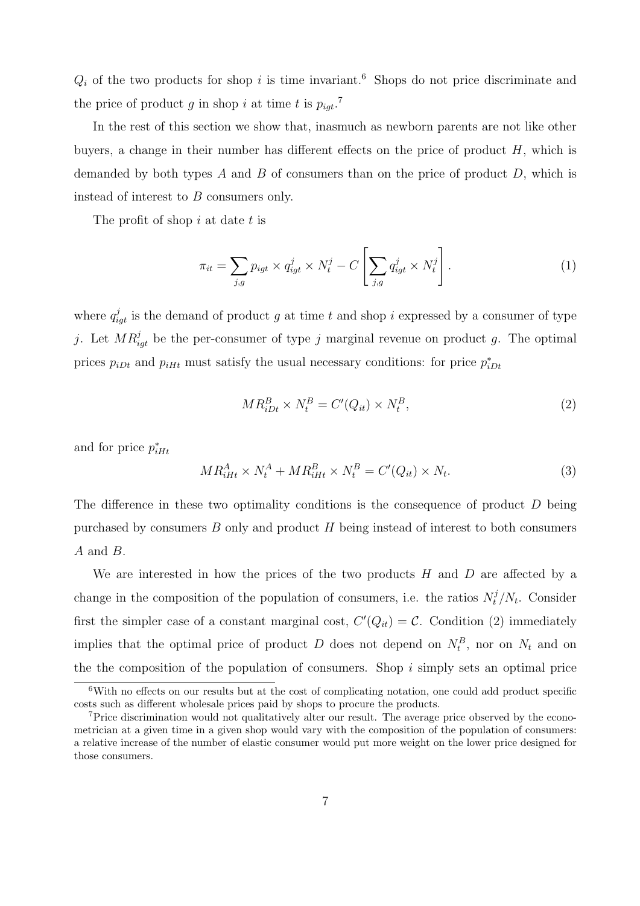$Q_i$ of the two products for shop $i$ is time invariant.[6] Shops do not price discriminate and the price of product $g$ in shop $i$ at time $t$ is $p_{igt}$.[7]

In the rest of this section we show that, inasmuch as newborn parents are not like other buyers, a change in their number has different effects on the price of product $H$, which is demanded by both types $A$ and $B$ of consumers than on the price of product $D$, which is instead of interest to $B$ consumers only.

The profit of shop $i$ at date $t$ is

$$\pi_{it} = \sum_{j,g} p_{igt} \times q_{igt}^j \times N_t^j - C\left[\sum_{j,g} q_{igt}^j \times N_t^j\right]. \tag{1}$$

where $q_{igt}^j$ is the demand of product $g$ at time $t$ and shop $i$ expressed by a consumer of type $j$. Let $MR_{igt}^j$ be the per-consumer of type $j$ marginal revenue on product $g$. The optimal prices $p_{iDt}$ and $p_{iHt}$ must satisfy the usual necessary conditions: for price $p_{iDt}^*$

$$MR_{iDt}^B \times N_t^B = C'(Q_{it}) \times N_t^B, \tag{2}$$

and for price $p_{iHt}^*$

$$MR_{iHt}^A \times N_t^A + MR_{iHt}^B \times N_t^B = C'(Q_{it}) \times N_t. \tag{3}$$

The difference in these two optimality conditions is the consequence of product $D$ being purchased by consumers $B$ only and product $H$ being instead of interest to both consumers $A$ and $B$.

We are interested in how the prices of the two products $H$ and $D$ are affected by a change in the composition of the population of consumers, i.e. the ratios $N_t^j/N_t$. Consider first the simpler case of a constant marginal cost, $C'(Q_{it}) = \mathcal{C}$. Condition (2) immediately implies that the optimal price of product $D$ does not depend on $N_t^B$, nor on $N_t$ and on the the composition of the population of consumers. Shop $i$ simply sets an optimal price

[6] With no effects on our results but at the cost of complicating notation, one could add product specific costs such as different wholesale prices paid by shops to procure the products.

[7] Price discrimination would not qualitatively alter our result. The average price observed by the econometrician at a given time in a given shop would vary with the composition of the population of consumers: a relative increase of the number of elastic consumer would put more weight on the lower price designed for those consumers.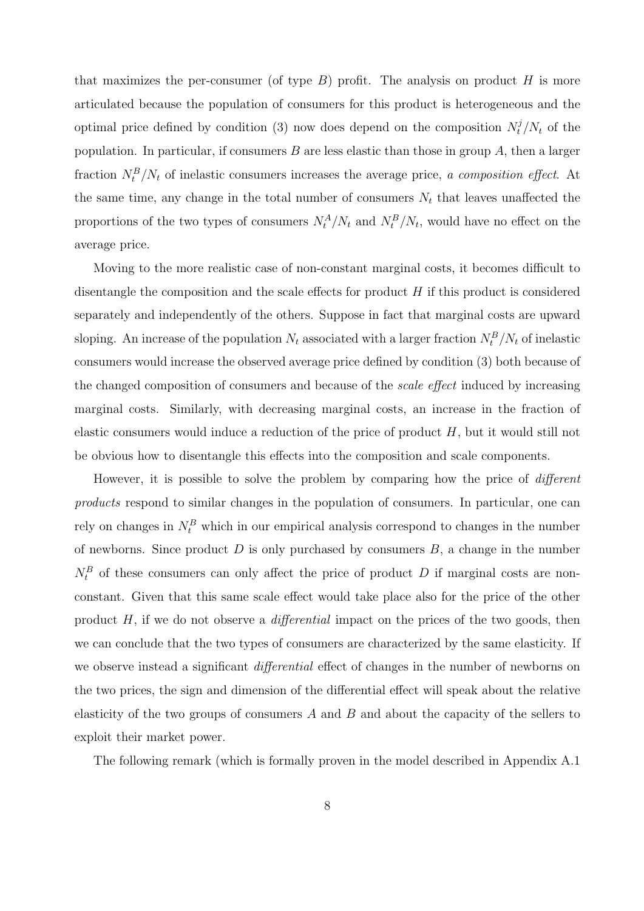that maximizes the per-consumer (of type $B$) profit. The analysis on product $H$ is more articulated because the population of consumers for this product is heterogeneous and the optimal price defined by condition (3) now does depend on the composition $N_t^j/N_t$ of the population. In particular, if consumers $B$ are less elastic than those in group $A$, then a larger fraction $N_t^B/N_t$ of inelastic consumers increases the average price, *a composition effect*. At the same time, any change in the total number of consumers $N_t$ that leaves unaffected the proportions of the two types of consumers $N_t^A/N_t$ and $N_t^B/N_t$, would have no effect on the average price.

Moving to the more realistic case of non-constant marginal costs, it becomes difficult to disentangle the composition and the scale effects for product $H$ if this product is considered separately and independently of the others. Suppose in fact that marginal costs are upward sloping. An increase of the population $N_t$ associated with a larger fraction $N_t^B/N_t$ of inelastic consumers would increase the observed average price defined by condition (3) both because of the changed composition of consumers and because of the *scale effect* induced by increasing marginal costs. Similarly, with decreasing marginal costs, an increase in the fraction of elastic consumers would induce a reduction of the price of product $H$, but it would still not be obvious how to disentangle this effects into the composition and scale components.

However, it is possible to solve the problem by comparing how the price of *different products* respond to similar changes in the population of consumers. In particular, one can rely on changes in $N_t^B$ which in our empirical analysis correspond to changes in the number of newborns. Since product $D$ is only purchased by consumers $B$, a change in the number $N_t^B$ of these consumers can only affect the price of product $D$ if marginal costs are non-constant. Given that this same scale effect would take place also for the price of the other product $H$, if we do not observe a *differential* impact on the prices of the two goods, then we can conclude that the two types of consumers are characterized by the same elasticity. If we observe instead a significant *differential* effect of changes in the number of newborns on the two prices, the sign and dimension of the differential effect will speak about the relative elasticity of the two groups of consumers $A$ and $B$ and about the capacity of the sellers to exploit their market power.

The following remark (which is formally proven in the model described in Appendix A.1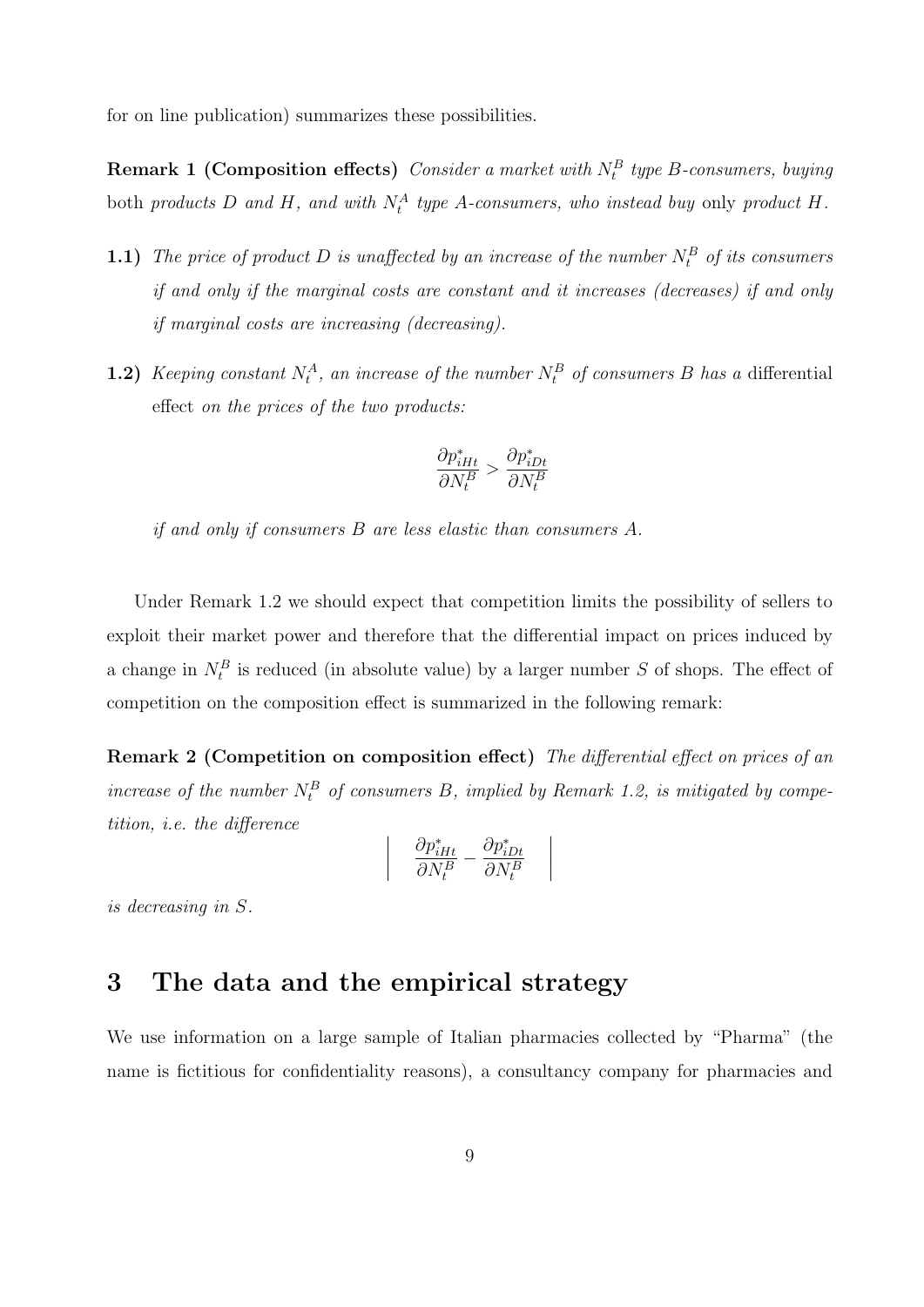for on line publication) summarizes these possibilities.

**Remark 1 (Composition effects)** *Consider a market with $N_t^B$ type B-consumers, buying* both *products D and H, and with $N_t^A$ type A-consumers, who instead buy* only *product H.*

**1.1)** *The price of product D is unaffected by an increase of the number $N_t^B$ of its consumers if and only if the marginal costs are constant and it increases (decreases) if and only if marginal costs are increasing (decreasing).*

**1.2)** *Keeping constant $N_t^A$, an increase of the number $N_t^B$ of consumers B has a* differential effect *on the prices of the two products:*

$$\frac{\partial p^*_{iHt}}{\partial N_t^B} > \frac{\partial p^*_{iDt}}{\partial N_t^B}$$

*if and only if consumers B are less elastic than consumers A.*

Under Remark 1.2 we should expect that competition limits the possibility of sellers to exploit their market power and therefore that the differential impact on prices induced by a change in $N_t^B$ is reduced (in absolute value) by a larger number $S$ of shops. The effect of competition on the composition effect is summarized in the following remark:

**Remark 2 (Competition on composition effect)** *The differential effect on prices of an increase of the number $N_t^B$ of consumers B, implied by Remark 1.2, is mitigated by competition, i.e. the difference*

$$\left| \quad \frac{\partial p^*_{iHt}}{\partial N_t^B} - \frac{\partial p^*_{iDt}}{\partial N_t^B} \quad \right|$$

*is decreasing in S.*

## 3 The data and the empirical strategy

We use information on a large sample of Italian pharmacies collected by "Pharma" (the name is fictitious for confidentiality reasons), a consultancy company for pharmacies and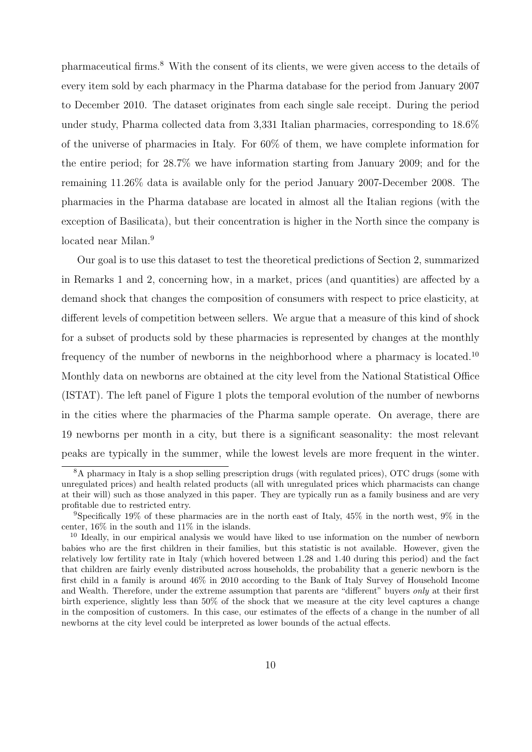pharmaceutical firms.[8] With the consent of its clients, we were given access to the details of every item sold by each pharmacy in the Pharma database for the period from January 2007 to December 2010. The dataset originates from each single sale receipt. During the period under study, Pharma collected data from 3,331 Italian pharmacies, corresponding to 18.6% of the universe of pharmacies in Italy. For 60% of them, we have complete information for the entire period; for 28.7% we have information starting from January 2009; and for the remaining 11.26% data is available only for the period January 2007-December 2008. The pharmacies in the Pharma database are located in almost all the Italian regions (with the exception of Basilicata), but their concentration is higher in the North since the company is located near Milan.[9]

Our goal is to use this dataset to test the theoretical predictions of Section 2, summarized in Remarks 1 and 2, concerning how, in a market, prices (and quantities) are affected by a demand shock that changes the composition of consumers with respect to price elasticity, at different levels of competition between sellers. We argue that a measure of this kind of shock for a subset of products sold by these pharmacies is represented by changes at the monthly frequency of the number of newborns in the neighborhood where a pharmacy is located.[10] Monthly data on newborns are obtained at the city level from the National Statistical Office (ISTAT). The left panel of Figure 1 plots the temporal evolution of the number of newborns in the cities where the pharmacies of the Pharma sample operate. On average, there are 19 newborns per month in a city, but there is a significant seasonality: the most relevant peaks are typically in the summer, while the lowest levels are more frequent in the winter.

[8] A pharmacy in Italy is a shop selling prescription drugs (with regulated prices), OTC drugs (some with unregulated prices) and health related products (all with unregulated prices which pharmacists can change at their will) such as those analyzed in this paper. They are typically run as a family business and are very profitable due to restricted entry.

[9] Specifically 19% of these pharmacies are in the north east of Italy, 45% in the north west, 9% in the center, 16% in the south and 11% in the islands.

[10] Ideally, in our empirical analysis we would have liked to use information on the number of newborn babies who are the first children in their families, but this statistic is not available. However, given the relatively low fertility rate in Italy (which hovered between 1.28 and 1.40 during this period) and the fact that children are fairly evenly distributed across households, the probability that a generic newborn is the first child in a family is around 46% in 2010 according to the Bank of Italy Survey of Household Income and Wealth. Therefore, under the extreme assumption that parents are "different" buyers *only* at their first birth experience, slightly less than 50% of the shock that we measure at the city level captures a change in the composition of customers. In this case, our estimates of the effects of a change in the number of all newborns at the city level could be interpreted as lower bounds of the actual effects.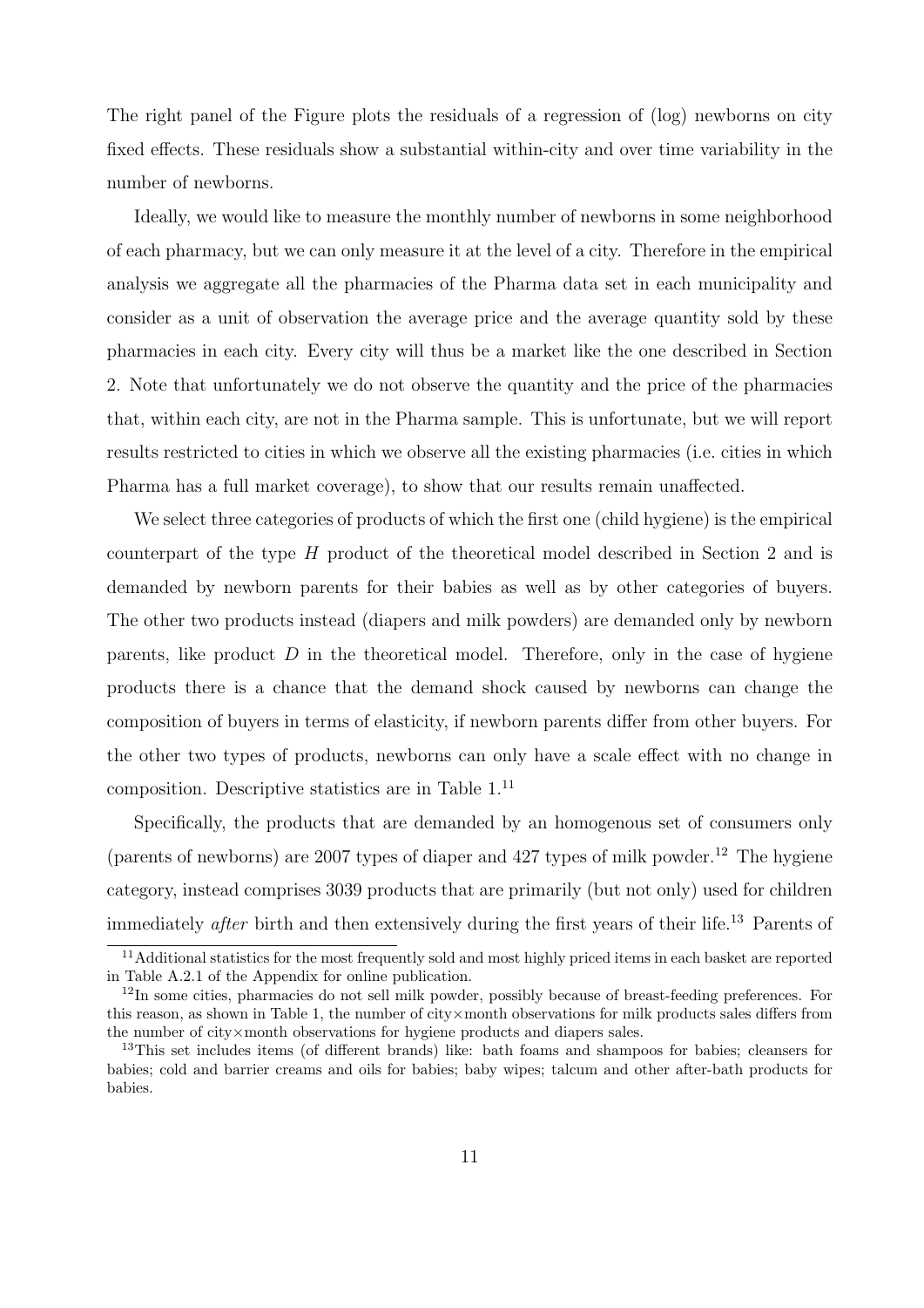The right panel of the Figure plots the residuals of a regression of (log) newborns on city fixed effects. These residuals show a substantial within-city and over time variability in the number of newborns.

Ideally, we would like to measure the monthly number of newborns in some neighborhood of each pharmacy, but we can only measure it at the level of a city. Therefore in the empirical analysis we aggregate all the pharmacies of the Pharma data set in each municipality and consider as a unit of observation the average price and the average quantity sold by these pharmacies in each city. Every city will thus be a market like the one described in Section 2. Note that unfortunately we do not observe the quantity and the price of the pharmacies that, within each city, are not in the Pharma sample. This is unfortunate, but we will report results restricted to cities in which we observe all the existing pharmacies (i.e. cities in which Pharma has a full market coverage), to show that our results remain unaffected.

We select three categories of products of which the first one (child hygiene) is the empirical counterpart of the type $H$ product of the theoretical model described in Section 2 and is demanded by newborn parents for their babies as well as by other categories of buyers. The other two products instead (diapers and milk powders) are demanded only by newborn parents, like product $D$ in the theoretical model. Therefore, only in the case of hygiene products there is a chance that the demand shock caused by newborns can change the composition of buyers in terms of elasticity, if newborn parents differ from other buyers. For the other two types of products, newborns can only have a scale effect with no change in composition. Descriptive statistics are in Table 1.[11]

Specifically, the products that are demanded by an homogenous set of consumers only (parents of newborns) are 2007 types of diaper and 427 types of milk powder.[12] The hygiene category, instead comprises 3039 products that are primarily (but not only) used for children immediately *after* birth and then extensively during the first years of their life.[13] Parents of

[11] Additional statistics for the most frequently sold and most highly priced items in each basket are reported in Table A.2.1 of the Appendix for online publication.

[12] In some cities, pharmacies do not sell milk powder, possibly because of breast-feeding preferences. For this reason, as shown in Table 1, the number of city×month observations for milk products sales differs from the number of city×month observations for hygiene products and diapers sales.

[13] This set includes items (of different brands) like: bath foams and shampoos for babies; cleansers for babies; cold and barrier creams and oils for babies; baby wipes; talcum and other after-bath products for babies.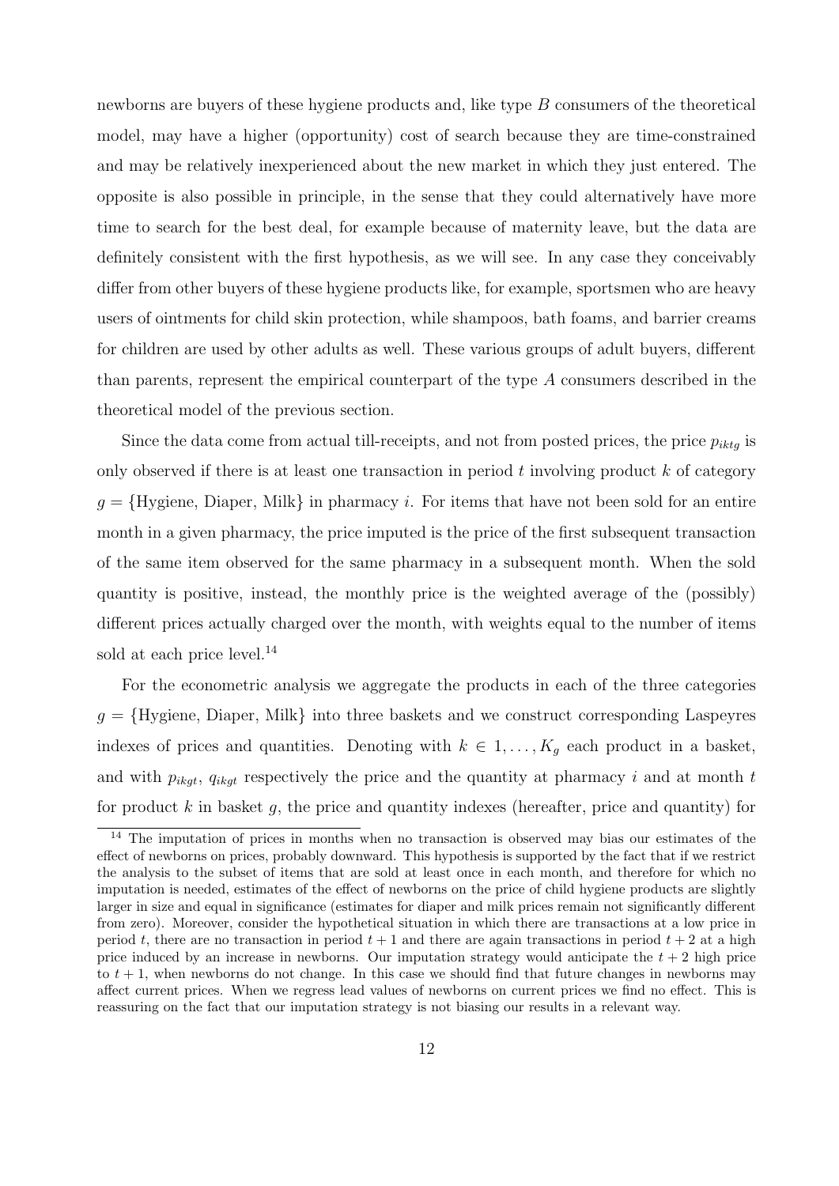newborns are buyers of these hygiene products and, like type $B$ consumers of the theoretical model, may have a higher (opportunity) cost of search because they are time-constrained and may be relatively inexperienced about the new market in which they just entered. The opposite is also possible in principle, in the sense that they could alternatively have more time to search for the best deal, for example because of maternity leave, but the data are definitely consistent with the first hypothesis, as we will see. In any case they conceivably differ from other buyers of these hygiene products like, for example, sportsmen who are heavy users of ointments for child skin protection, while shampoos, bath foams, and barrier creams for children are used by other adults as well. These various groups of adult buyers, different than parents, represent the empirical counterpart of the type $A$ consumers described in the theoretical model of the previous section.

Since the data come from actual till-receipts, and not from posted prices, the price $p_{iktg}$ is only observed if there is at least one transaction in period $t$ involving product $k$ of category $g = \{\text{Hygiene, Diaper, Milk}\}$ in pharmacy $i$. For items that have not been sold for an entire month in a given pharmacy, the price imputed is the price of the first subsequent transaction of the same item observed for the same pharmacy in a subsequent month. When the sold quantity is positive, instead, the monthly price is the weighted average of the (possibly) different prices actually charged over the month, with weights equal to the number of items sold at each price level.[14]

For the econometric analysis we aggregate the products in each of the three categories $g = \{\text{Hygiene, Diaper, Milk}\}$ into three baskets and we construct corresponding Laspeyres indexes of prices and quantities. Denoting with $k \in 1, \ldots, K_g$ each product in a basket, and with $p_{ikgt}$, $q_{ikgt}$ respectively the price and the quantity at pharmacy $i$ and at month $t$ for product $k$ in basket $g$, the price and quantity indexes (hereafter, price and quantity) for

[14] The imputation of prices in months when no transaction is observed may bias our estimates of the effect of newborns on prices, probably downward. This hypothesis is supported by the fact that if we restrict the analysis to the subset of items that are sold at least once in each month, and therefore for which no imputation is needed, estimates of the effect of newborns on the price of child hygiene products are slightly larger in size and equal in significance (estimates for diaper and milk prices remain not significantly different from zero). Moreover, consider the hypothetical situation in which there are transactions at a low price in period $t$, there are no transaction in period $t + 1$ and there are again transactions in period $t + 2$ at a high price induced by an increase in newborns. Our imputation strategy would anticipate the $t + 2$ high price to $t + 1$, when newborns do not change. In this case we should find that future changes in newborns may affect current prices. When we regress lead values of newborns on current prices we find no effect. This is reassuring on the fact that our imputation strategy is not biasing our results in a relevant way.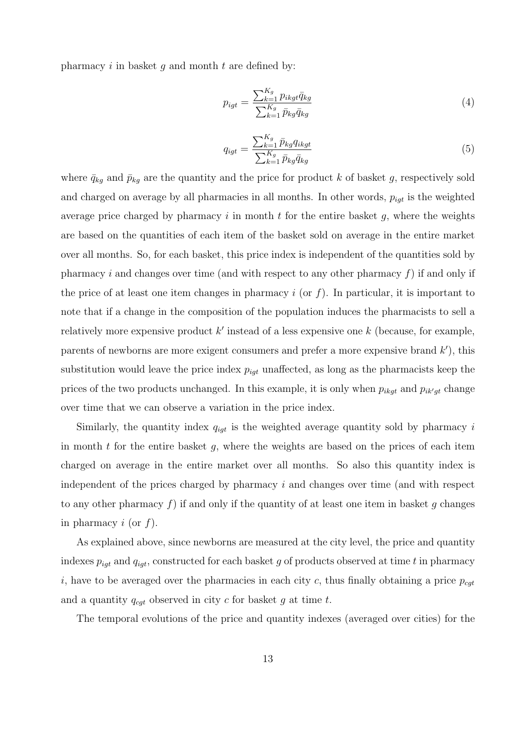pharmacy $i$ in basket $g$ and month $t$ are defined by:

$$p_{igt} = \frac{\sum_{k=1}^{K_g} p_{ikgt}\bar{q}_{kg}}{\sum_{k=1}^{K_g} \bar{p}_{kg}\bar{q}_{kg}} \tag{4}$$

$$q_{igt} = \frac{\sum_{k=1}^{K_g} \bar{p}_{kg}q_{ikgt}}{\sum_{k=1}^{K_g} \bar{p}_{kg}\bar{q}_{kg}} \tag{5}$$

where $\bar{q}_{kg}$ and $\bar{p}_{kg}$ are the quantity and the price for product $k$ of basket $g$, respectively sold and charged on average by all pharmacies in all months. In other words, $p_{igt}$ is the weighted average price charged by pharmacy $i$ in month $t$ for the entire basket $g$, where the weights are based on the quantities of each item of the basket sold on average in the entire market over all months. So, for each basket, this price index is independent of the quantities sold by pharmacy $i$ and changes over time (and with respect to any other pharmacy $f$) if and only if the price of at least one item changes in pharmacy $i$ (or $f$). In particular, it is important to note that if a change in the composition of the population induces the pharmacists to sell a relatively more expensive product $k'$ instead of a less expensive one $k$ (because, for example, parents of newborns are more exigent consumers and prefer a more expensive brand $k'$), this substitution would leave the price index $p_{igt}$ unaffected, as long as the pharmacists keep the prices of the two products unchanged. In this example, it is only when $p_{ikgt}$ and $p_{ik'gt}$ change over time that we can observe a variation in the price index.

Similarly, the quantity index $q_{igt}$ is the weighted average quantity sold by pharmacy $i$ in month $t$ for the entire basket $g$, where the weights are based on the prices of each item charged on average in the entire market over all months. So also this quantity index is independent of the prices charged by pharmacy $i$ and changes over time (and with respect to any other pharmacy $f$) if and only if the quantity of at least one item in basket $g$ changes in pharmacy $i$ (or $f$).

As explained above, since newborns are measured at the city level, the price and quantity indexes $p_{igt}$ and $q_{igt}$, constructed for each basket $g$ of products observed at time $t$ in pharmacy $i$, have to be averaged over the pharmacies in each city $c$, thus finally obtaining a price $p_{cgt}$ and a quantity $q_{cgt}$ observed in city $c$ for basket $g$ at time $t$.

The temporal evolutions of the price and quantity indexes (averaged over cities) for the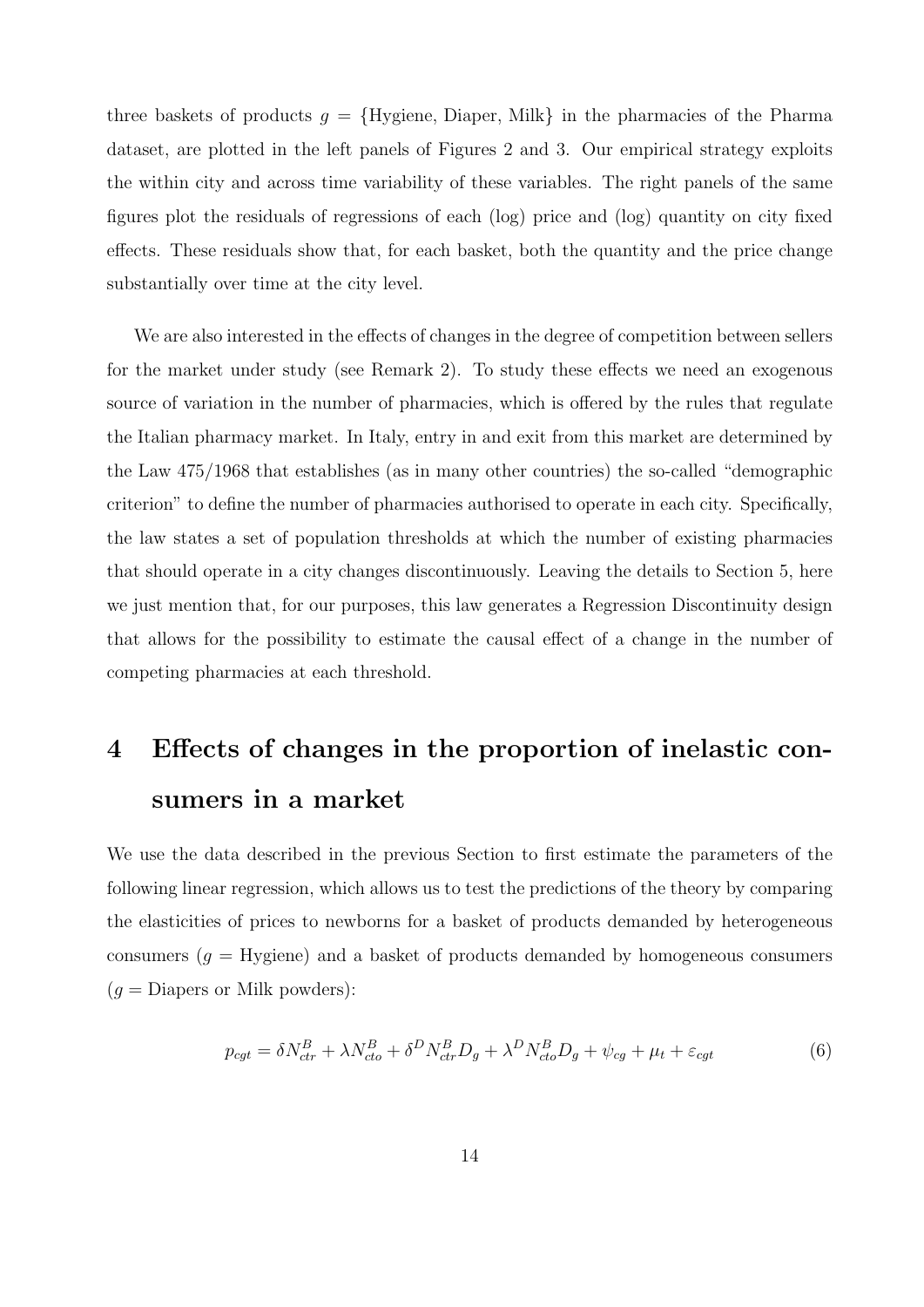three baskets of products $g = \{\text{Hygiene, Diaper, Milk}\}$ in the pharmacies of the Pharma dataset, are plotted in the left panels of Figures 2 and 3. Our empirical strategy exploits the within city and across time variability of these variables. The right panels of the same figures plot the residuals of regressions of each (log) price and (log) quantity on city fixed effects. These residuals show that, for each basket, both the quantity and the price change substantially over time at the city level.

We are also interested in the effects of changes in the degree of competition between sellers for the market under study (see Remark 2). To study these effects we need an exogenous source of variation in the number of pharmacies, which is offered by the rules that regulate the Italian pharmacy market. In Italy, entry in and exit from this market are determined by the Law 475/1968 that establishes (as in many other countries) the so-called "demographic criterion" to define the number of pharmacies authorised to operate in each city. Specifically, the law states a set of population thresholds at which the number of existing pharmacies that should operate in a city changes discontinuously. Leaving the details to Section 5, here we just mention that, for our purposes, this law generates a Regression Discontinuity design that allows for the possibility to estimate the causal effect of a change in the number of competing pharmacies at each threshold.

# 4 Effects of changes in the proportion of inelastic consumers in a market

We use the data described in the previous Section to first estimate the parameters of the following linear regression, which allows us to test the predictions of the theory by comparing the elasticities of prices to newborns for a basket of products demanded by heterogeneous consumers ($g$ = Hygiene) and a basket of products demanded by homogeneous consumers ($g$ = Diapers or Milk powders):

$$p_{cgt} = \delta N^B_{ctr} + \lambda N^B_{cto} + \delta^D N^B_{ctr} D_g + \lambda^D N^B_{cto} D_g + \psi_{cg} + \mu_t + \varepsilon_{cgt} \tag{6}$$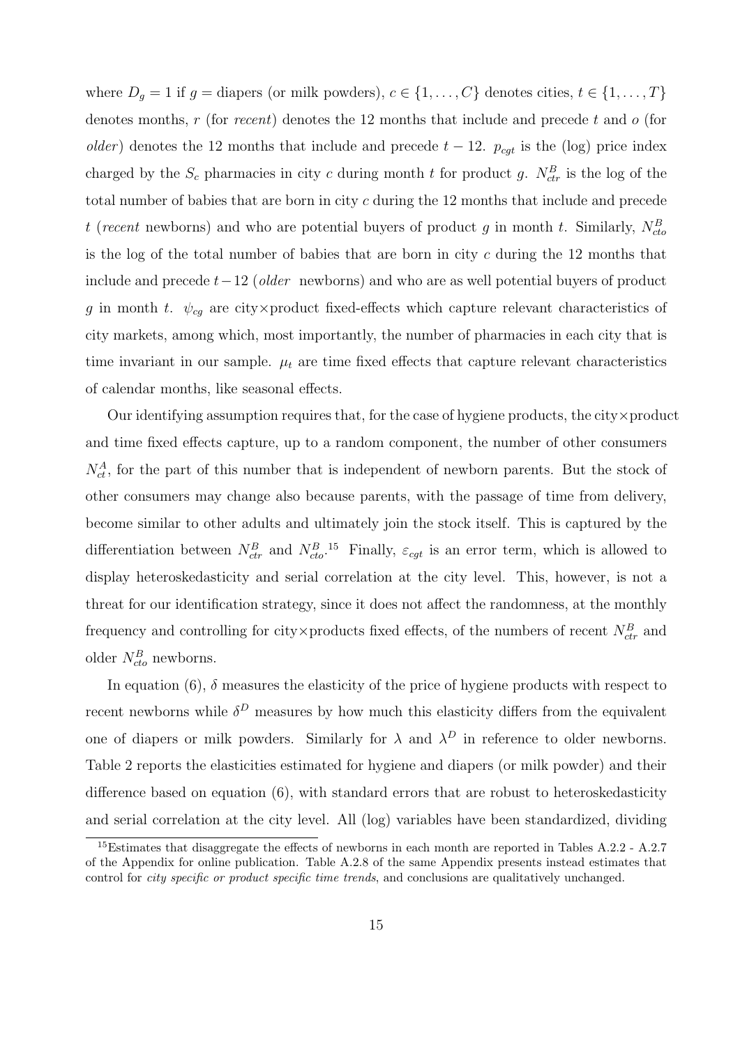where $D_g = 1$ if $g$ = diapers (or milk powders), $c \in \{1, \ldots, C\}$ denotes cities, $t \in \{1, \ldots, T\}$ denotes months, $r$ (for *recent*) denotes the 12 months that include and precede $t$ and $o$ (for *older*) denotes the 12 months that include and precede $t - 12$. $p_{cgt}$ is the (log) price index charged by the $S_c$ pharmacies in city $c$ during month $t$ for product $g$. $N^B_{ctr}$ is the log of the total number of babies that are born in city $c$ during the 12 months that include and precede $t$ (*recent* newborns) and who are potential buyers of product $g$ in month $t$. Similarly, $N^B_{cto}$ is the log of the total number of babies that are born in city $c$ during the 12 months that include and precede $t-12$ (*older* newborns) and who are as well potential buyers of product $g$ in month $t$. $\psi_{cg}$ are city×product fixed-effects which capture relevant characteristics of city markets, among which, most importantly, the number of pharmacies in each city that is time invariant in our sample. $\mu_t$ are time fixed effects that capture relevant characteristics of calendar months, like seasonal effects.

Our identifying assumption requires that, for the case of hygiene products, the city×product and time fixed effects capture, up to a random component, the number of other consumers $N^A_{ct}$, for the part of this number that is independent of newborn parents. But the stock of other consumers may change also because parents, with the passage of time from delivery, become similar to other adults and ultimately join the stock itself. This is captured by the differentiation between $N^B_{ctr}$ and $N^B_{cto}$.[15] Finally, $\varepsilon_{cgt}$ is an error term, which is allowed to display heteroskedasticity and serial correlation at the city level. This, however, is not a threat for our identification strategy, since it does not affect the randomness, at the monthly frequency and controlling for city×products fixed effects, of the numbers of recent $N^B_{ctr}$ and older $N^B_{cto}$ newborns.

In equation (6), $\delta$ measures the elasticity of the price of hygiene products with respect to recent newborns while $\delta^D$ measures by how much this elasticity differs from the equivalent one of diapers or milk powders. Similarly for $\lambda$ and $\lambda^D$ in reference to older newborns. Table 2 reports the elasticities estimated for hygiene and diapers (or milk powder) and their difference based on equation (6), with standard errors that are robust to heteroskedasticity and serial correlation at the city level. All (log) variables have been standardized, dividing

[15] Estimates that disaggregate the effects of newborns in each month are reported in Tables A.2.2 - A.2.7 of the Appendix for online publication. Table A.2.8 of the same Appendix presents instead estimates that control for *city specific or product specific time trends*, and conclusions are qualitatively unchanged.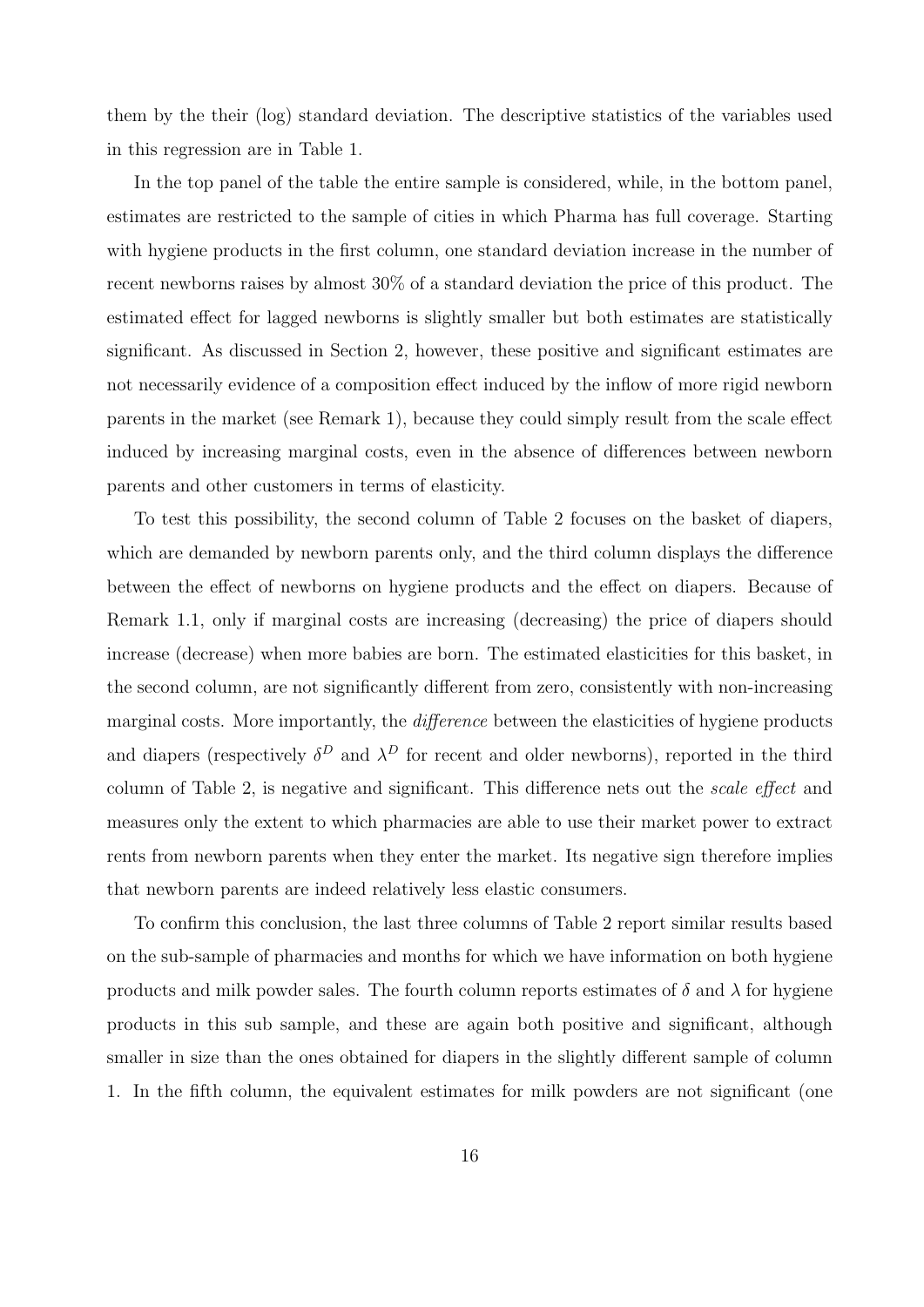them by the their (log) standard deviation. The descriptive statistics of the variables used in this regression are in Table 1.

In the top panel of the table the entire sample is considered, while, in the bottom panel, estimates are restricted to the sample of cities in which Pharma has full coverage. Starting with hygiene products in the first column, one standard deviation increase in the number of recent newborns raises by almost 30% of a standard deviation the price of this product. The estimated effect for lagged newborns is slightly smaller but both estimates are statistically significant. As discussed in Section 2, however, these positive and significant estimates are not necessarily evidence of a composition effect induced by the inflow of more rigid newborn parents in the market (see Remark 1), because they could simply result from the scale effect induced by increasing marginal costs, even in the absence of differences between newborn parents and other customers in terms of elasticity.

To test this possibility, the second column of Table 2 focuses on the basket of diapers, which are demanded by newborn parents only, and the third column displays the difference between the effect of newborns on hygiene products and the effect on diapers. Because of Remark 1.1, only if marginal costs are increasing (decreasing) the price of diapers should increase (decrease) when more babies are born. The estimated elasticities for this basket, in the second column, are not significantly different from zero, consistently with non-increasing marginal costs. More importantly, the *difference* between the elasticities of hygiene products and diapers (respectively $\delta^D$ and $\lambda^D$ for recent and older newborns), reported in the third column of Table 2, is negative and significant. This difference nets out the *scale effect* and measures only the extent to which pharmacies are able to use their market power to extract rents from newborn parents when they enter the market. Its negative sign therefore implies that newborn parents are indeed relatively less elastic consumers.

To confirm this conclusion, the last three columns of Table 2 report similar results based on the sub-sample of pharmacies and months for which we have information on both hygiene products and milk powder sales. The fourth column reports estimates of $\delta$ and $\lambda$ for hygiene products in this sub sample, and these are again both positive and significant, although smaller in size than the ones obtained for diapers in the slightly different sample of column 1. In the fifth column, the equivalent estimates for milk powders are not significant (one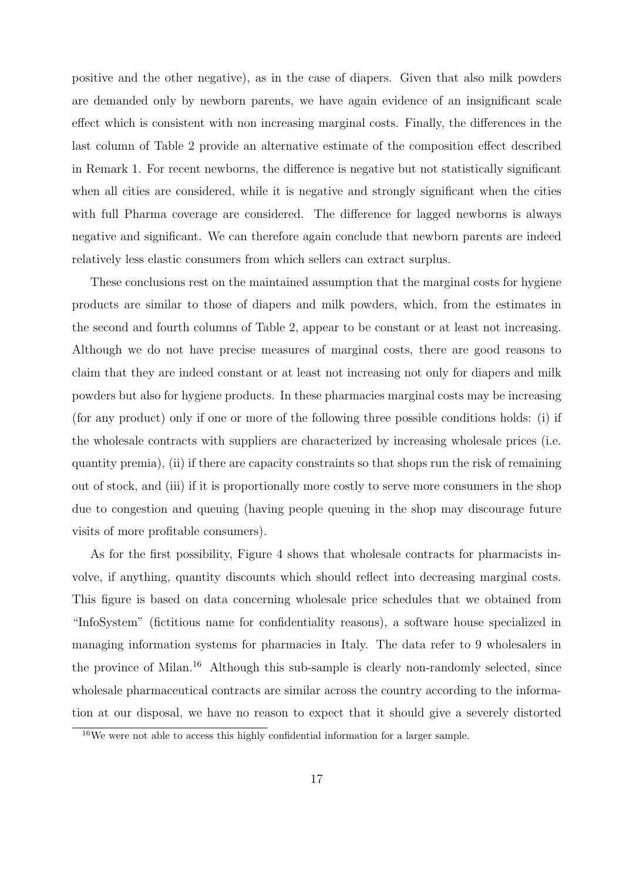positive and the other negative), as in the case of diapers. Given that also milk powders are demanded only by newborn parents, we have again evidence of an insignificant scale effect which is consistent with non increasing marginal costs. Finally, the differences in the last column of Table 2 provide an alternative estimate of the composition effect described in Remark 1. For recent newborns, the difference is negative but not statistically significant when all cities are considered, while it is negative and strongly significant when the cities with full Pharma coverage are considered. The difference for lagged newborns is always negative and significant. We can therefore again conclude that newborn parents are indeed relatively less elastic consumers from which sellers can extract surplus.

These conclusions rest on the maintained assumption that the marginal costs for hygiene products are similar to those of diapers and milk powders, which, from the estimates in the second and fourth columns of Table 2, appear to be constant or at least not increasing. Although we do not have precise measures of marginal costs, there are good reasons to claim that they are indeed constant or at least not increasing not only for diapers and milk powders but also for hygiene products. In these pharmacies marginal costs may be increasing (for any product) only if one or more of the following three possible conditions holds: (i) if the wholesale contracts with suppliers are characterized by increasing wholesale prices (i.e. quantity premia), (ii) if there are capacity constraints so that shops run the risk of remaining out of stock, and (iii) if it is proportionally more costly to serve more consumers in the shop due to congestion and queuing (having people queuing in the shop may discourage future visits of more profitable consumers).

As for the first possibility, Figure 4 shows that wholesale contracts for pharmacists involve, if anything, quantity discounts which should reflect into decreasing marginal costs. This figure is based on data concerning wholesale price schedules that we obtained from "InfoSystem" (fictitious name for confidentiality reasons), a software house specialized in managing information systems for pharmacies in Italy. The data refer to 9 wholesalers in the province of Milan.[16] Although this sub-sample is clearly non-randomly selected, since wholesale pharmaceutical contracts are similar across the country according to the information at our disposal, we have no reason to expect that it should give a severely distorted

[16] We were not able to access this highly confidential information for a larger sample.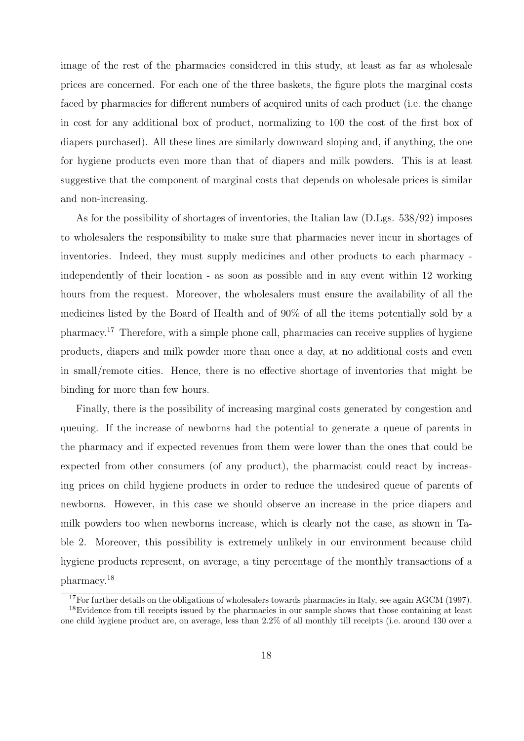image of the rest of the pharmacies considered in this study, at least as far as wholesale prices are concerned. For each one of the three baskets, the figure plots the marginal costs faced by pharmacies for different numbers of acquired units of each product (i.e. the change in cost for any additional box of product, normalizing to 100 the cost of the first box of diapers purchased). All these lines are similarly downward sloping and, if anything, the one for hygiene products even more than that of diapers and milk powders. This is at least suggestive that the component of marginal costs that depends on wholesale prices is similar and non-increasing.

As for the possibility of shortages of inventories, the Italian law (D.Lgs. 538/92) imposes to wholesalers the responsibility to make sure that pharmacies never incur in shortages of inventories. Indeed, they must supply medicines and other products to each pharmacy - independently of their location - as soon as possible and in any event within 12 working hours from the request. Moreover, the wholesalers must ensure the availability of all the medicines listed by the Board of Health and of 90% of all the items potentially sold by a pharmacy.[17] Therefore, with a simple phone call, pharmacies can receive supplies of hygiene products, diapers and milk powder more than once a day, at no additional costs and even in small/remote cities. Hence, there is no effective shortage of inventories that might be binding for more than few hours.

Finally, there is the possibility of increasing marginal costs generated by congestion and queuing. If the increase of newborns had the potential to generate a queue of parents in the pharmacy and if expected revenues from them were lower than the ones that could be expected from other consumers (of any product), the pharmacist could react by increasing prices on child hygiene products in order to reduce the undesired queue of parents of newborns. However, in this case we should observe an increase in the price diapers and milk powders too when newborns increase, which is clearly not the case, as shown in Table 2. Moreover, this possibility is extremely unlikely in our environment because child hygiene products represent, on average, a tiny percentage of the monthly transactions of a pharmacy.[18]

[17] For further details on the obligations of wholesalers towards pharmacies in Italy, see again AGCM (1997).

[18] Evidence from till receipts issued by the pharmacies in our sample shows that those containing at least one child hygiene product are, on average, less than 2.2% of all monthly till receipts (i.e. around 130 over a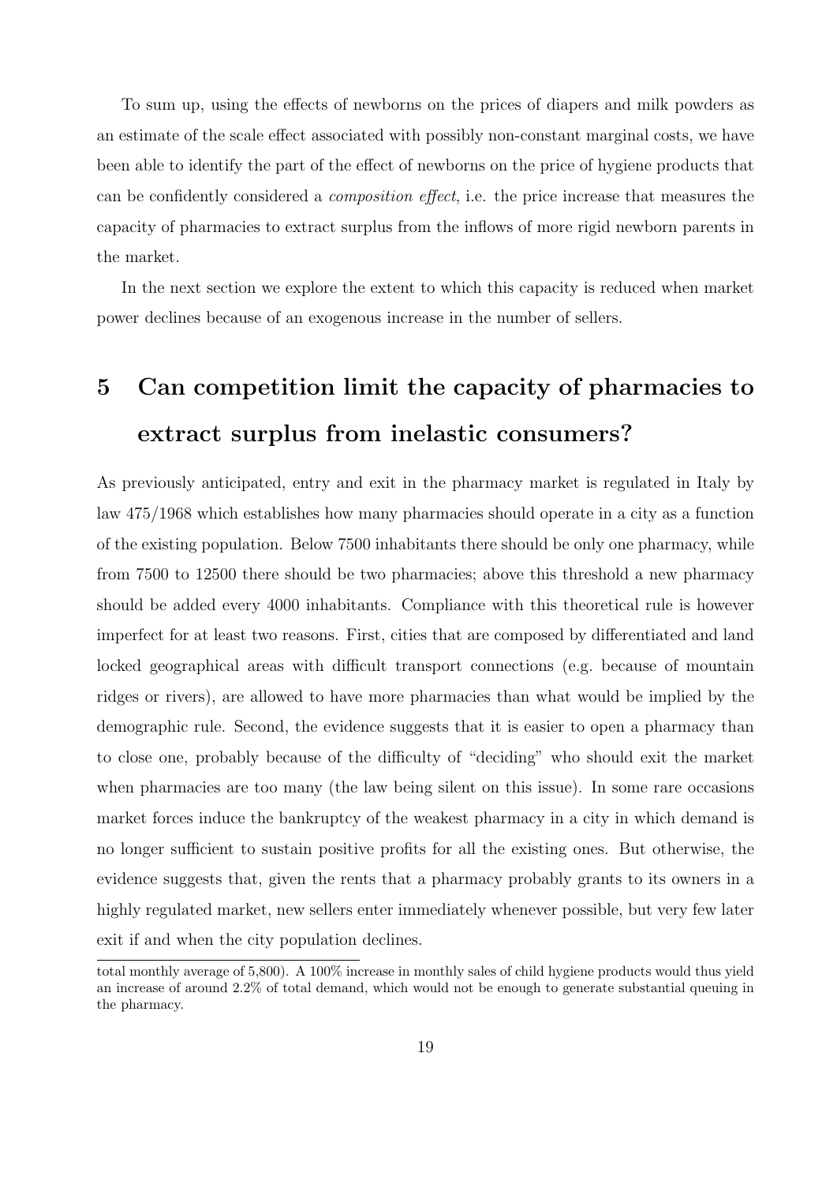To sum up, using the effects of newborns on the prices of diapers and milk powders as an estimate of the scale effect associated with possibly non-constant marginal costs, we have been able to identify the part of the effect of newborns on the price of hygiene products that can be confidently considered a *composition effect*, i.e. the price increase that measures the capacity of pharmacies to extract surplus from the inflows of more rigid newborn parents in the market.

In the next section we explore the extent to which this capacity is reduced when market power declines because of an exogenous increase in the number of sellers.

# 5 Can competition limit the capacity of pharmacies to extract surplus from inelastic consumers?

As previously anticipated, entry and exit in the pharmacy market is regulated in Italy by law 475/1968 which establishes how many pharmacies should operate in a city as a function of the existing population. Below 7500 inhabitants there should be only one pharmacy, while from 7500 to 12500 there should be two pharmacies; above this threshold a new pharmacy should be added every 4000 inhabitants. Compliance with this theoretical rule is however imperfect for at least two reasons. First, cities that are composed by differentiated and land locked geographical areas with difficult transport connections (e.g. because of mountain ridges or rivers), are allowed to have more pharmacies than what would be implied by the demographic rule. Second, the evidence suggests that it is easier to open a pharmacy than to close one, probably because of the difficulty of "deciding" who should exit the market when pharmacies are too many (the law being silent on this issue). In some rare occasions market forces induce the bankruptcy of the weakest pharmacy in a city in which demand is no longer sufficient to sustain positive profits for all the existing ones. But otherwise, the evidence suggests that, given the rents that a pharmacy probably grants to its owners in a highly regulated market, new sellers enter immediately whenever possible, but very few later exit if and when the city population declines.

total monthly average of 5,800). A 100% increase in monthly sales of child hygiene products would thus yield an increase of around 2.2% of total demand, which would not be enough to generate substantial queuing in the pharmacy.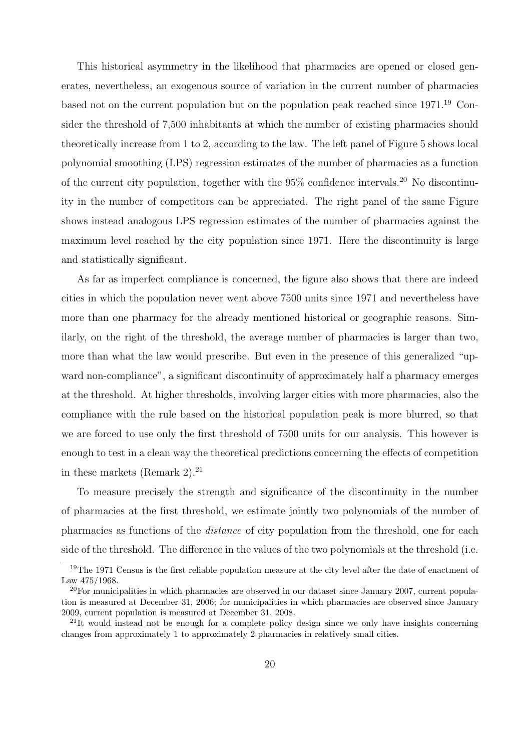This historical asymmetry in the likelihood that pharmacies are opened or closed generates, nevertheless, an exogenous source of variation in the current number of pharmacies based not on the current population but on the population peak reached since 1971.[19] Consider the threshold of 7,500 inhabitants at which the number of existing pharmacies should theoretically increase from 1 to 2, according to the law. The left panel of Figure 5 shows local polynomial smoothing (LPS) regression estimates of the number of pharmacies as a function of the current city population, together with the 95% confidence intervals.[20] No discontinuity in the number of competitors can be appreciated. The right panel of the same Figure shows instead analogous LPS regression estimates of the number of pharmacies against the maximum level reached by the city population since 1971. Here the discontinuity is large and statistically significant.

As far as imperfect compliance is concerned, the figure also shows that there are indeed cities in which the population never went above 7500 units since 1971 and nevertheless have more than one pharmacy for the already mentioned historical or geographic reasons. Similarly, on the right of the threshold, the average number of pharmacies is larger than two, more than what the law would prescribe. But even in the presence of this generalized "upward non-compliance", a significant discontinuity of approximately half a pharmacy emerges at the threshold. At higher thresholds, involving larger cities with more pharmacies, also the compliance with the rule based on the historical population peak is more blurred, so that we are forced to use only the first threshold of 7500 units for our analysis. This however is enough to test in a clean way the theoretical predictions concerning the effects of competition in these markets (Remark 2).[21]

To measure precisely the strength and significance of the discontinuity in the number of pharmacies at the first threshold, we estimate jointly two polynomials of the number of pharmacies as functions of the *distance* of city population from the threshold, one for each side of the threshold. The difference in the values of the two polynomials at the threshold (i.e.

[19] The 1971 Census is the first reliable population measure at the city level after the date of enactment of Law 475/1968.

[20] For municipalities in which pharmacies are observed in our dataset since January 2007, current population is measured at December 31, 2006; for municipalities in which pharmacies are observed since January 2009, current population is measured at December 31, 2008.

[21] It would instead not be enough for a complete policy design since we only have insights concerning changes from approximately 1 to approximately 2 pharmacies in relatively small cities.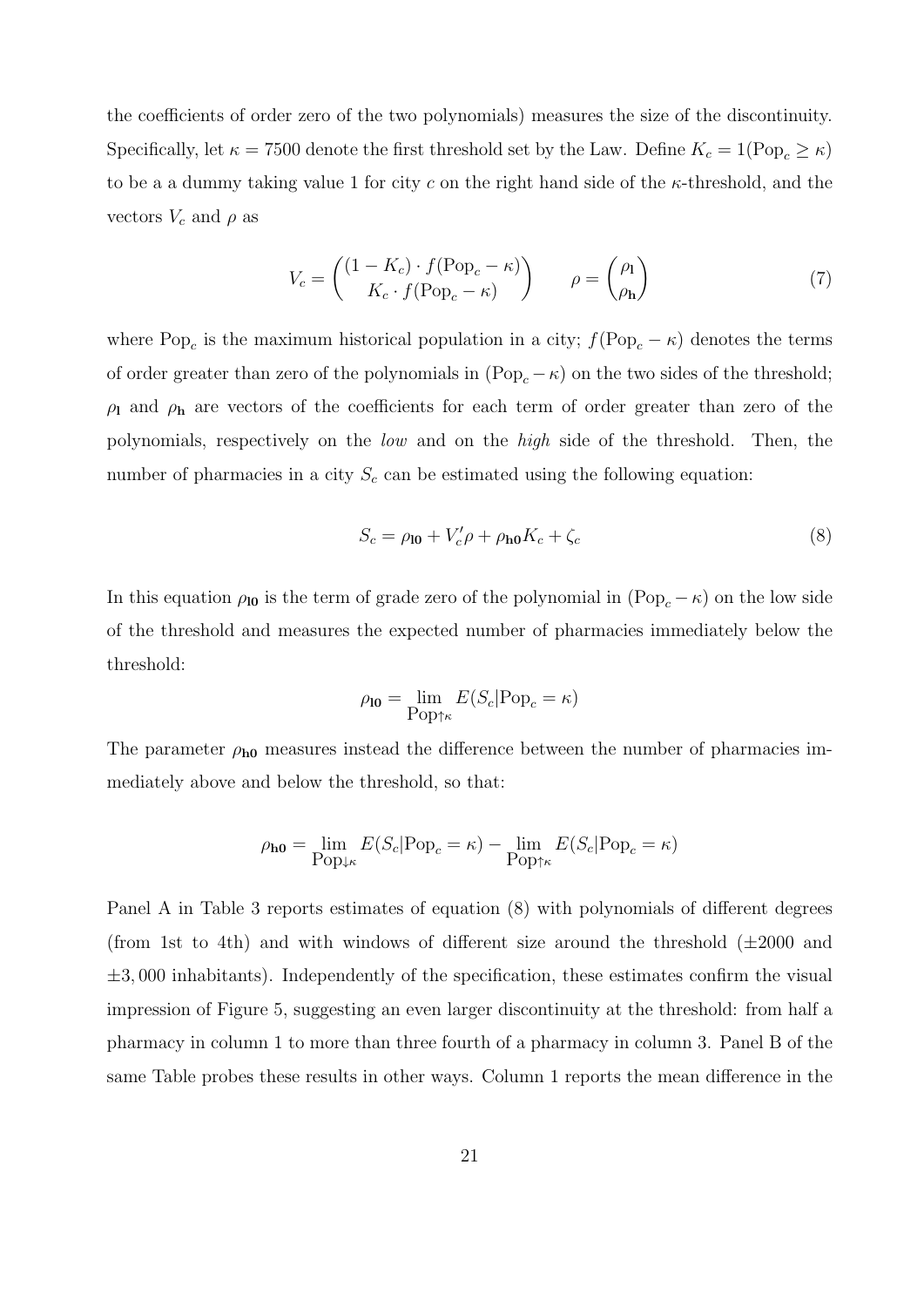the coefficients of order zero of the two polynomials) measures the size of the discontinuity. Specifically, let $\kappa = 7500$ denote the first threshold set by the Law. Define $K_c = 1(\text{Pop}_c \geq \kappa)$ to be a a dummy taking value 1 for city $c$ on the right hand side of the $\kappa$-threshold, and the vectors $V_c$ and $\rho$ as

$$V_c = \begin{pmatrix} (1 - K_c) \cdot f(\text{Pop}_c - \kappa) \\ K_c \cdot f(\text{Pop}_c - \kappa) \end{pmatrix} \qquad \rho = \begin{pmatrix} \rho_{\mathbf{l}} \\ \rho_{\mathbf{h}} \end{pmatrix} \tag{7}$$

where $\text{Pop}_c$ is the maximum historical population in a city; $f(\text{Pop}_c - \kappa)$ denotes the terms of order greater than zero of the polynomials in $(\text{Pop}_c - \kappa)$ on the two sides of the threshold; $\rho_{\mathbf{l}}$ and $\rho_{\mathbf{h}}$ are vectors of the coefficients for each term of order greater than zero of the polynomials, respectively on the *low* and on the *high* side of the threshold. Then, the number of pharmacies in a city $S_c$ can be estimated using the following equation:

$$S_c = \rho_{\mathbf{l0}} + V_c' \rho + \rho_{\mathbf{h0}} K_c + \zeta_c \tag{8}$$

In this equation $\rho_{\mathbf{l0}}$ is the term of grade zero of the polynomial in $(\text{Pop}_c - \kappa)$ on the low side of the threshold and measures the expected number of pharmacies immediately below the threshold:

$$\rho_{\mathbf{l0}} = \lim_{\text{Pop} \uparrow \kappa} E(S_c | \text{Pop}_c = \kappa)$$

The parameter $\rho_{\mathbf{h0}}$ measures instead the difference between the number of pharmacies immediately above and below the threshold, so that:

$$\rho_{\mathbf{h0}} = \lim_{\text{Pop} \downarrow \kappa} E(S_c | \text{Pop}_c = \kappa) - \lim_{\text{Pop} \uparrow \kappa} E(S_c | \text{Pop}_c = \kappa)$$

Panel A in Table 3 reports estimates of equation (8) with polynomials of different degrees (from 1st to 4th) and with windows of different size around the threshold ($\pm 2000$ and $\pm 3,000$ inhabitants). Independently of the specification, these estimates confirm the visual impression of Figure 5, suggesting an even larger discontinuity at the threshold: from half a pharmacy in column 1 to more than three fourth of a pharmacy in column 3. Panel B of the same Table probes these results in other ways. Column 1 reports the mean difference in the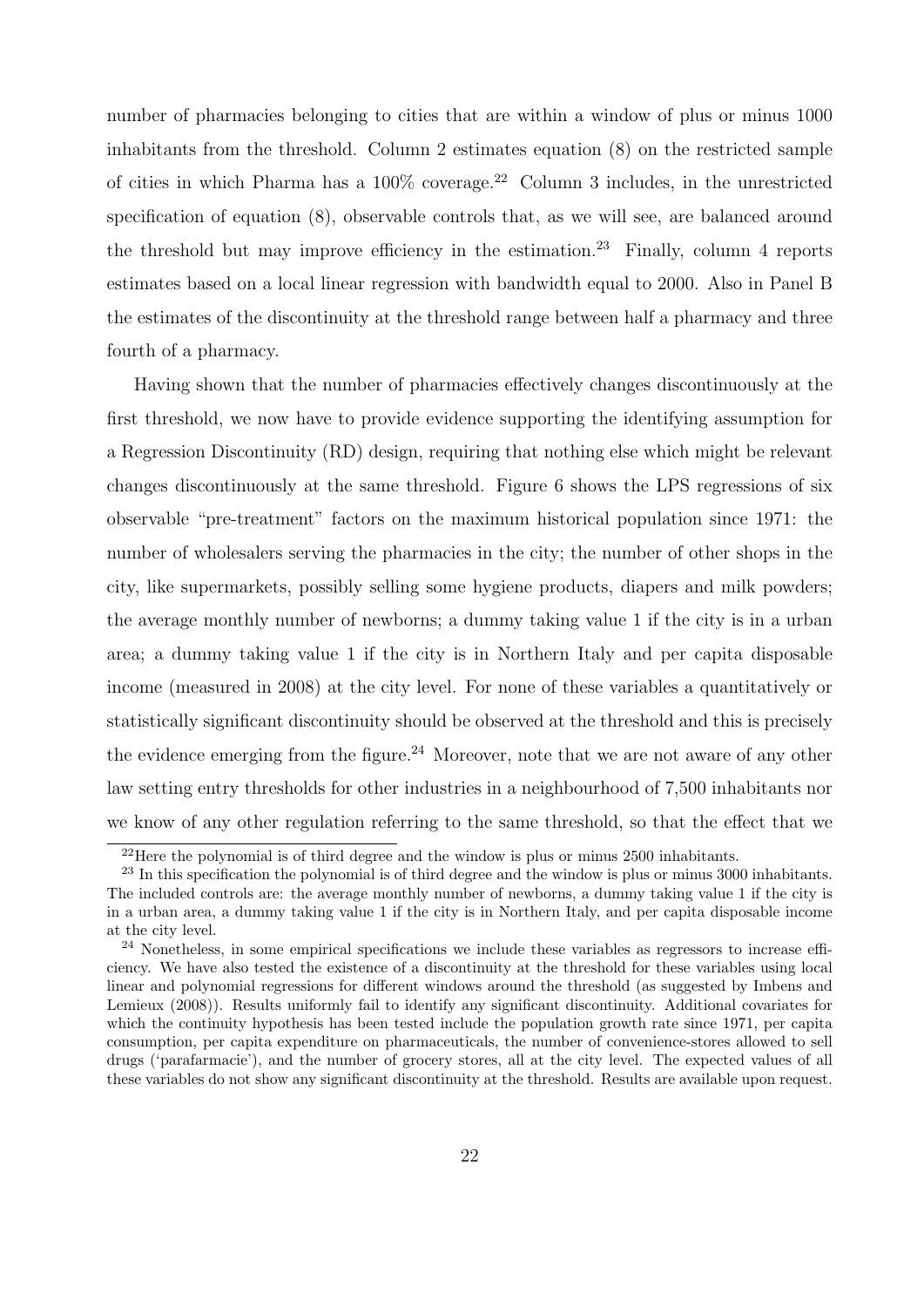number of pharmacies belonging to cities that are within a window of plus or minus 1000 inhabitants from the threshold. Column 2 estimates equation (8) on the restricted sample of cities in which Pharma has a 100% coverage.[22] Column 3 includes, in the unrestricted specification of equation (8), observable controls that, as we will see, are balanced around the threshold but may improve efficiency in the estimation.[23] Finally, column 4 reports estimates based on a local linear regression with bandwidth equal to 2000. Also in Panel B the estimates of the discontinuity at the threshold range between half a pharmacy and three fourth of a pharmacy.

Having shown that the number of pharmacies effectively changes discontinuously at the first threshold, we now have to provide evidence supporting the identifying assumption for a Regression Discontinuity (RD) design, requiring that nothing else which might be relevant changes discontinuously at the same threshold. Figure 6 shows the LPS regressions of six observable "pre-treatment" factors on the maximum historical population since 1971: the number of wholesalers serving the pharmacies in the city; the number of other shops in the city, like supermarkets, possibly selling some hygiene products, diapers and milk powders; the average monthly number of newborns; a dummy taking value 1 if the city is in a urban area; a dummy taking value 1 if the city is in Northern Italy and per capita disposable income (measured in 2008) at the city level. For none of these variables a quantitatively or statistically significant discontinuity should be observed at the threshold and this is precisely the evidence emerging from the figure.[24] Moreover, note that we are not aware of any other law setting entry thresholds for other industries in a neighbourhood of 7,500 inhabitants nor we know of any other regulation referring to the same threshold, so that the effect that we

[22]Here the polynomial is of third degree and the window is plus or minus 2500 inhabitants.

[23] In this specification the polynomial is of third degree and the window is plus or minus 3000 inhabitants. The included controls are: the average monthly number of newborns, a dummy taking value 1 if the city is in a urban area, a dummy taking value 1 if the city is in Northern Italy, and per capita disposable income at the city level.

[24] Nonetheless, in some empirical specifications we include these variables as regressors to increase efficiency. We have also tested the existence of a discontinuity at the threshold for these variables using local linear and polynomial regressions for different windows around the threshold (as suggested by Imbens and Lemieux (2008)). Results uniformly fail to identify any significant discontinuity. Additional covariates for which the continuity hypothesis has been tested include the population growth rate since 1971, per capita consumption, per capita expenditure on pharmaceuticals, the number of convenience-stores allowed to sell drugs ('parafarmacie'), and the number of grocery stores, all at the city level. The expected values of all these variables do not show any significant discontinuity at the threshold. Results are available upon request.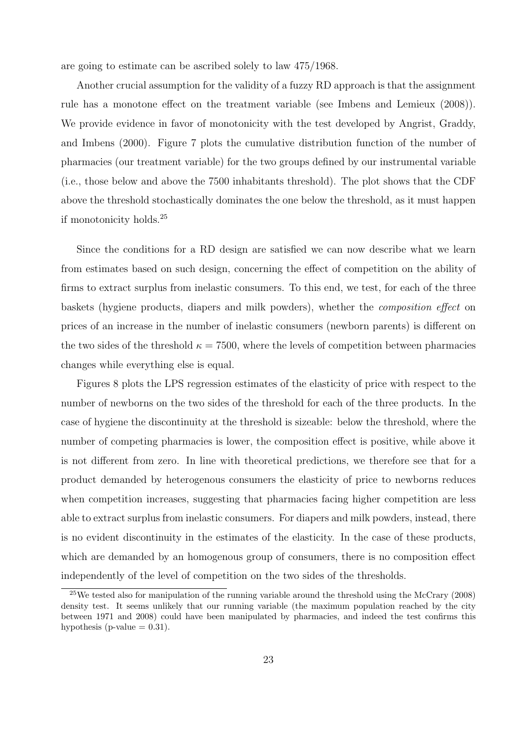are going to estimate can be ascribed solely to law 475/1968.

Another crucial assumption for the validity of a fuzzy RD approach is that the assignment rule has a monotone effect on the treatment variable (see Imbens and Lemieux (2008)). We provide evidence in favor of monotonicity with the test developed by Angrist, Graddy, and Imbens (2000). Figure 7 plots the cumulative distribution function of the number of pharmacies (our treatment variable) for the two groups defined by our instrumental variable (i.e., those below and above the 7500 inhabitants threshold). The plot shows that the CDF above the threshold stochastically dominates the one below the threshold, as it must happen if monotonicity holds.[25]

Since the conditions for a RD design are satisfied we can now describe what we learn from estimates based on such design, concerning the effect of competition on the ability of firms to extract surplus from inelastic consumers. To this end, we test, for each of the three baskets (hygiene products, diapers and milk powders), whether the *composition effect* on prices of an increase in the number of inelastic consumers (newborn parents) is different on the two sides of the threshold $\kappa = 7500$, where the levels of competition between pharmacies changes while everything else is equal.

Figures 8 plots the LPS regression estimates of the elasticity of price with respect to the number of newborns on the two sides of the threshold for each of the three products. In the case of hygiene the discontinuity at the threshold is sizeable: below the threshold, where the number of competing pharmacies is lower, the composition effect is positive, while above it is not different from zero. In line with theoretical predictions, we therefore see that for a product demanded by heterogenous consumers the elasticity of price to newborns reduces when competition increases, suggesting that pharmacies facing higher competition are less able to extract surplus from inelastic consumers. For diapers and milk powders, instead, there is no evident discontinuity in the estimates of the elasticity. In the case of these products, which are demanded by an homogenous group of consumers, there is no composition effect independently of the level of competition on the two sides of the thresholds.

[25] We tested also for manipulation of the running variable around the threshold using the McCrary (2008) density test. It seems unlikely that our running variable (the maximum population reached by the city between 1971 and 2008) could have been manipulated by pharmacies, and indeed the test confirms this hypothesis (p-value = 0.31).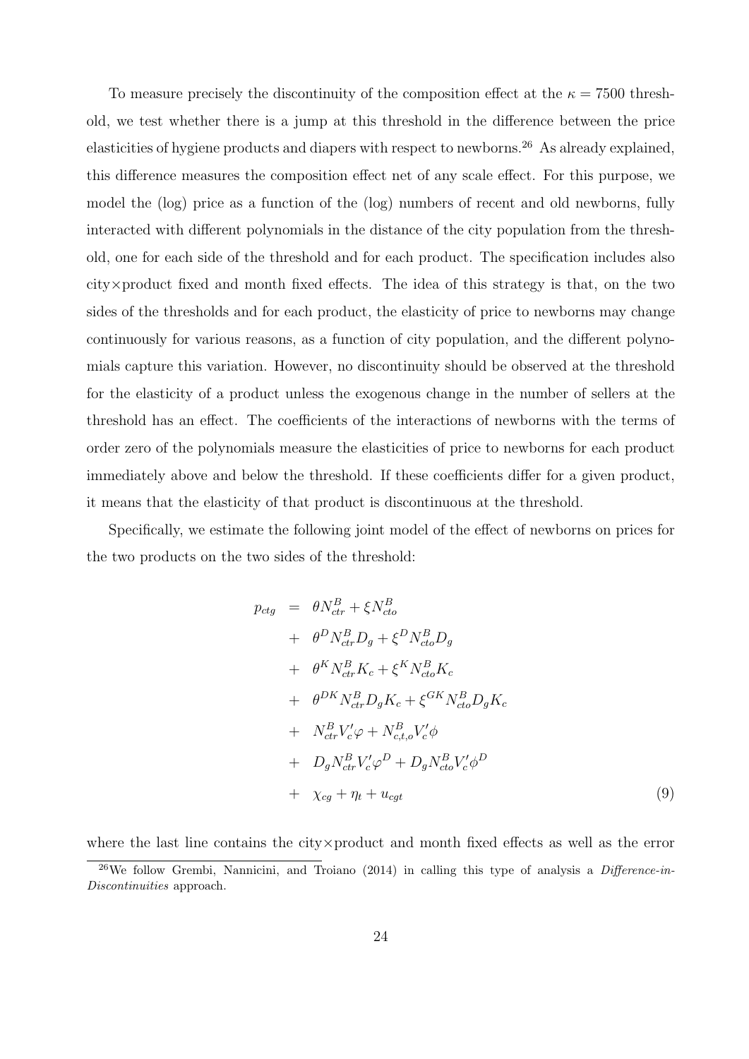To measure precisely the discontinuity of the composition effect at the $\kappa = 7500$ threshold, we test whether there is a jump at this threshold in the difference between the price elasticities of hygiene products and diapers with respect to newborns.[26] As already explained, this difference measures the composition effect net of any scale effect. For this purpose, we model the (log) price as a function of the (log) numbers of recent and old newborns, fully interacted with different polynomials in the distance of the city population from the threshold, one for each side of the threshold and for each product. The specification includes also city×product fixed and month fixed effects. The idea of this strategy is that, on the two sides of the thresholds and for each product, the elasticity of price to newborns may change continuously for various reasons, as a function of city population, and the different polynomials capture this variation. However, no discontinuity should be observed at the threshold for the elasticity of a product unless the exogenous change in the number of sellers at the threshold has an effect. The coefficients of the interactions of newborns with the terms of order zero of the polynomials measure the elasticities of price to newborns for each product immediately above and below the threshold. If these coefficients differ for a given product, it means that the elasticity of that product is discontinuous at the threshold.

Specifically, we estimate the following joint model of the effect of newborns on prices for the two products on the two sides of the threshold:

$$
\begin{aligned}
p_{ctg} &= \theta N^B_{ctr} + \xi N^B_{cto} \\
&+ \theta^D N^B_{ctr} D_g + \xi^D N^B_{cto} D_g \\
&+ \theta^K N^B_{ctr} K_c + \xi^K N^B_{cto} K_c \\
&+ \theta^{DK} N^B_{ctr} D_g K_c + \xi^{GK} N^B_{cto} D_g K_c \\
&+ N^B_{ctr} V_c' \varphi + N^B_{c,t,o} V_c' \phi \\
&+ D_g N^B_{ctr} V_c' \varphi^D + D_g N^B_{cto} V_c' \phi^D \\
&+ \chi_{cg} + \eta_t + u_{cgt}
\end{aligned} \tag{9}
$$

where the last line contains the city×product and month fixed effects as well as the error

[26] We follow Grembi, Nannicini, and Troiano (2014) in calling this type of analysis a *Difference-in-Discontinuities* approach.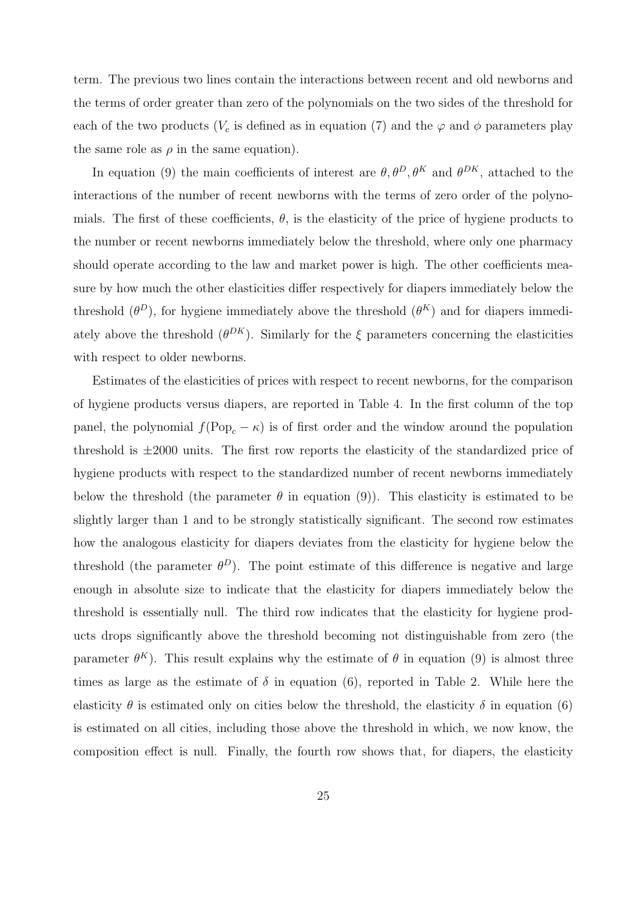term. The previous two lines contain the interactions between recent and old newborns and the terms of order greater than zero of the polynomials on the two sides of the threshold for each of the two products ($V_c$ is defined as in equation (7) and the $\varphi$ and $\phi$ parameters play the same role as $\rho$ in the same equation).

In equation (9) the main coefficients of interest are $\theta, \theta^D, \theta^K$ and $\theta^{DK}$, attached to the interactions of the number of recent newborns with the terms of zero order of the polynomials. The first of these coefficients, $\theta$, is the elasticity of the price of hygiene products to the number or recent newborns immediately below the threshold, where only one pharmacy should operate according to the law and market power is high. The other coefficients measure by how much the other elasticities differ respectively for diapers immediately below the threshold ($\theta^D$), for hygiene immediately above the threshold ($\theta^K$) and for diapers immediately above the threshold ($\theta^{DK}$). Similarly for the $\xi$ parameters concerning the elasticities with respect to older newborns.

Estimates of the elasticities of prices with respect to recent newborns, for the comparison of hygiene products versus diapers, are reported in Table 4. In the first column of the top panel, the polynomial $f(\text{Pop}_c - \kappa)$ is of first order and the window around the population threshold is $\pm 2000$ units. The first row reports the elasticity of the standardized price of hygiene products with respect to the standardized number of recent newborns immediately below the threshold (the parameter $\theta$ in equation (9)). This elasticity is estimated to be slightly larger than 1 and to be strongly statistically significant. The second row estimates how the analogous elasticity for diapers deviates from the elasticity for hygiene below the threshold (the parameter $\theta^D$). The point estimate of this difference is negative and large enough in absolute size to indicate that the elasticity for diapers immediately below the threshold is essentially null. The third row indicates that the elasticity for hygiene products drops significantly above the threshold becoming not distinguishable from zero (the parameter $\theta^K$). This result explains why the estimate of $\theta$ in equation (9) is almost three times as large as the estimate of $\delta$ in equation (6), reported in Table 2. While here the elasticity $\theta$ is estimated only on cities below the threshold, the elasticity $\delta$ in equation (6) is estimated on all cities, including those above the threshold in which, we now know, the composition effect is null. Finally, the fourth row shows that, for diapers, the elasticity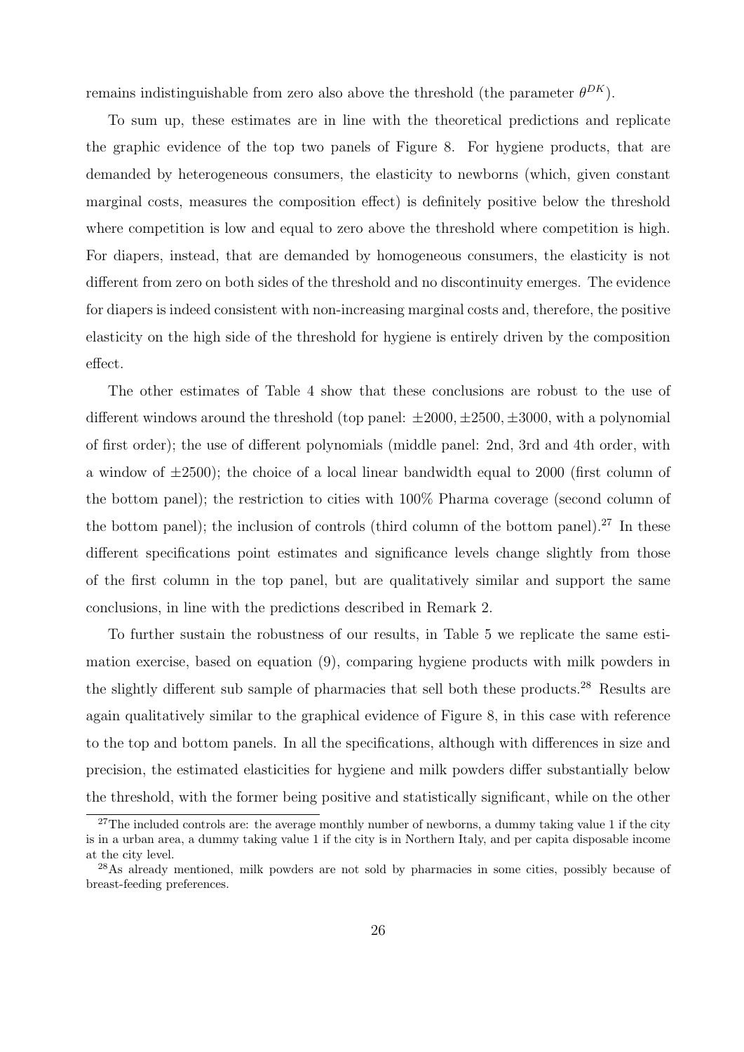remains indistinguishable from zero also above the threshold (the parameter $\theta^{DK}$).

To sum up, these estimates are in line with the theoretical predictions and replicate the graphic evidence of the top two panels of Figure 8. For hygiene products, that are demanded by heterogeneous consumers, the elasticity to newborns (which, given constant marginal costs, measures the composition effect) is definitely positive below the threshold where competition is low and equal to zero above the threshold where competition is high. For diapers, instead, that are demanded by homogeneous consumers, the elasticity is not different from zero on both sides of the threshold and no discontinuity emerges. The evidence for diapers is indeed consistent with non-increasing marginal costs and, therefore, the positive elasticity on the high side of the threshold for hygiene is entirely driven by the composition effect.

The other estimates of Table 4 show that these conclusions are robust to the use of different windows around the threshold (top panel: $\pm 2000, \pm 2500, \pm 3000$, with a polynomial of first order); the use of different polynomials (middle panel: 2nd, 3rd and 4th order, with a window of $\pm 2500$); the choice of a local linear bandwidth equal to 2000 (first column of the bottom panel); the restriction to cities with 100% Pharma coverage (second column of the bottom panel); the inclusion of controls (third column of the bottom panel).[27] In these different specifications point estimates and significance levels change slightly from those of the first column in the top panel, but are qualitatively similar and support the same conclusions, in line with the predictions described in Remark 2.

To further sustain the robustness of our results, in Table 5 we replicate the same estimation exercise, based on equation (9), comparing hygiene products with milk powders in the slightly different sub sample of pharmacies that sell both these products.[28] Results are again qualitatively similar to the graphical evidence of Figure 8, in this case with reference to the top and bottom panels. In all the specifications, although with differences in size and precision, the estimated elasticities for hygiene and milk powders differ substantially below the threshold, with the former being positive and statistically significant, while on the other

[27] The included controls are: the average monthly number of newborns, a dummy taking value 1 if the city is in a urban area, a dummy taking value 1 if the city is in Northern Italy, and per capita disposable income at the city level.

[28] As already mentioned, milk powders are not sold by pharmacies in some cities, possibly because of breast-feeding preferences.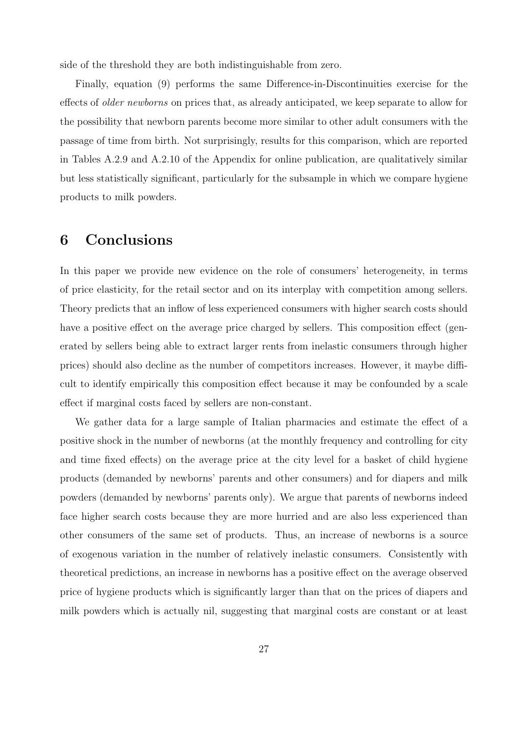side of the threshold they are both indistinguishable from zero.

Finally, equation (9) performs the same Difference-in-Discontinuities exercise for the effects of *older newborns* on prices that, as already anticipated, we keep separate to allow for the possibility that newborn parents become more similar to other adult consumers with the passage of time from birth. Not surprisingly, results for this comparison, which are reported in Tables A.2.9 and A.2.10 of the Appendix for online publication, are qualitatively similar but less statistically significant, particularly for the subsample in which we compare hygiene products to milk powders.

# 6 Conclusions

In this paper we provide new evidence on the role of consumers' heterogeneity, in terms of price elasticity, for the retail sector and on its interplay with competition among sellers. Theory predicts that an inflow of less experienced consumers with higher search costs should have a positive effect on the average price charged by sellers. This composition effect (generated by sellers being able to extract larger rents from inelastic consumers through higher prices) should also decline as the number of competitors increases. However, it maybe difficult to identify empirically this composition effect because it may be confounded by a scale effect if marginal costs faced by sellers are non-constant.

We gather data for a large sample of Italian pharmacies and estimate the effect of a positive shock in the number of newborns (at the monthly frequency and controlling for city and time fixed effects) on the average price at the city level for a basket of child hygiene products (demanded by newborns' parents and other consumers) and for diapers and milk powders (demanded by newborns' parents only). We argue that parents of newborns indeed face higher search costs because they are more hurried and are also less experienced than other consumers of the same set of products. Thus, an increase of newborns is a source of exogenous variation in the number of relatively inelastic consumers. Consistently with theoretical predictions, an increase in newborns has a positive effect on the average observed price of hygiene products which is significantly larger than that on the prices of diapers and milk powders which is actually nil, suggesting that marginal costs are constant or at least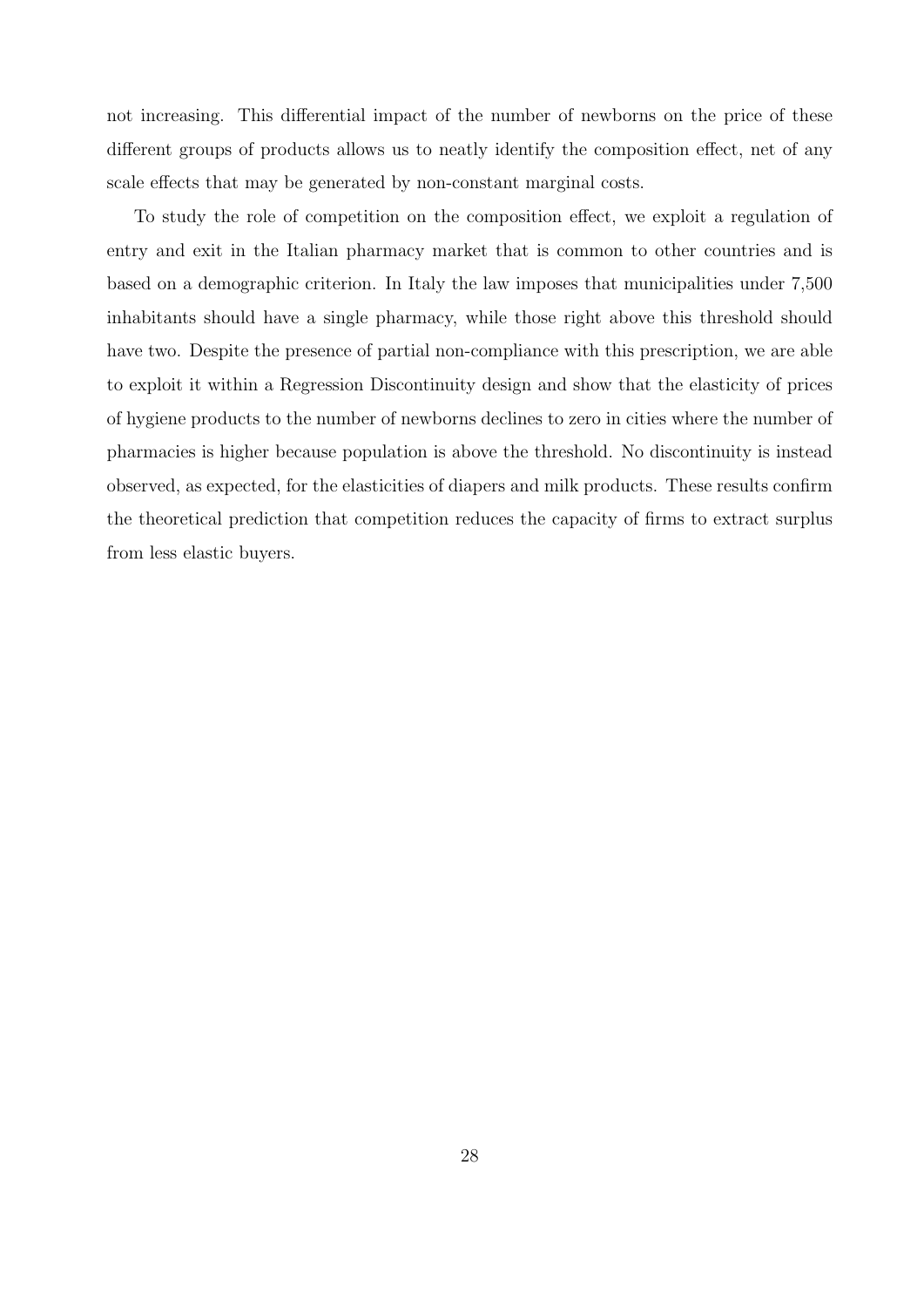not increasing. This differential impact of the number of newborns on the price of these different groups of products allows us to neatly identify the composition effect, net of any scale effects that may be generated by non-constant marginal costs.

To study the role of competition on the composition effect, we exploit a regulation of entry and exit in the Italian pharmacy market that is common to other countries and is based on a demographic criterion. In Italy the law imposes that municipalities under 7,500 inhabitants should have a single pharmacy, while those right above this threshold should have two. Despite the presence of partial non-compliance with this prescription, we are able to exploit it within a Regression Discontinuity design and show that the elasticity of prices of hygiene products to the number of newborns declines to zero in cities where the number of pharmacies is higher because population is above the threshold. No discontinuity is instead observed, as expected, for the elasticities of diapers and milk products. These results confirm the theoretical prediction that competition reduces the capacity of firms to extract surplus from less elastic buyers.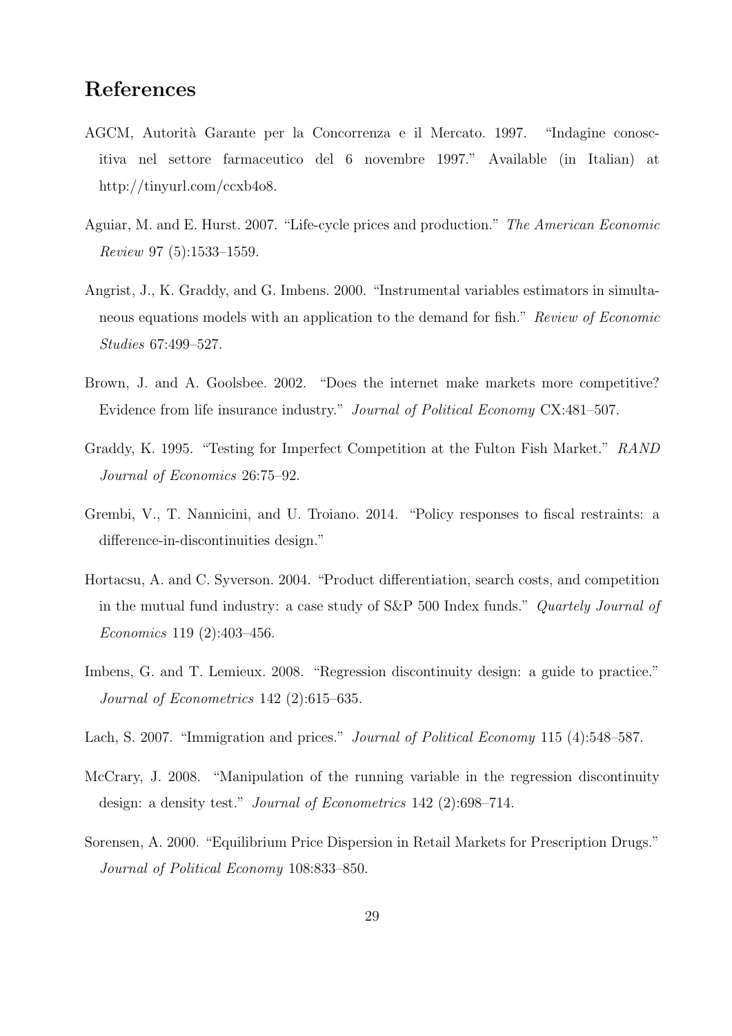## References

AGCM, Autorità Garante per la Concorrenza e il Mercato. 1997. "Indagine conoscitiva nel settore farmaceutico del 6 novembre 1997." Available (in Italian) at http://tinyurl.com/ccxb4o8.

Aguiar, M. and E. Hurst. 2007. "Life-cycle prices and production." *The American Economic Review* 97 (5):1533–1559.

Angrist, J., K. Graddy, and G. Imbens. 2000. "Instrumental variables estimators in simultaneous equations models with an application to the demand for fish." *Review of Economic Studies* 67:499–527.

Brown, J. and A. Goolsbee. 2002. "Does the internet make markets more competitive? Evidence from life insurance industry." *Journal of Political Economy* CX:481–507.

Graddy, K. 1995. "Testing for Imperfect Competition at the Fulton Fish Market." *RAND Journal of Economics* 26:75–92.

Grembi, V., T. Nannicini, and U. Troiano. 2014. "Policy responses to fiscal restraints: a difference-in-discontinuities design."

Hortacsu, A. and C. Syverson. 2004. "Product differentiation, search costs, and competition in the mutual fund industry: a case study of S&P 500 Index funds." *Quartely Journal of Economics* 119 (2):403–456.

Imbens, G. and T. Lemieux. 2008. "Regression discontinuity design: a guide to practice." *Journal of Econometrics* 142 (2):615–635.

Lach, S. 2007. "Immigration and prices." *Journal of Political Economy* 115 (4):548–587.

McCrary, J. 2008. "Manipulation of the running variable in the regression discontinuity design: a density test." *Journal of Econometrics* 142 (2):698–714.

Sorensen, A. 2000. "Equilibrium Price Dispersion in Retail Markets for Prescription Drugs." *Journal of Political Economy* 108:833–850.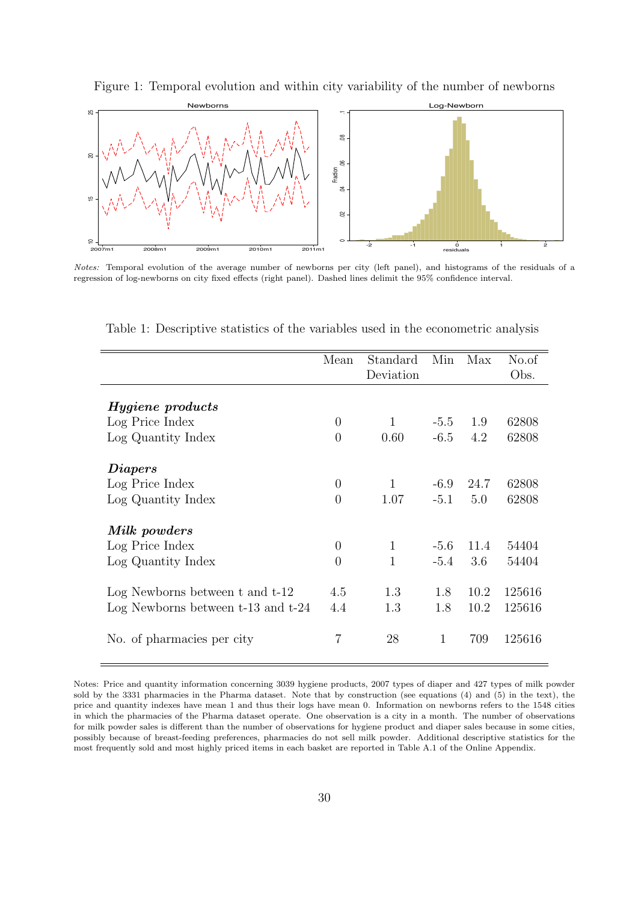Figure 1: Temporal evolution and within city variability of the number of newborns

*Notes:* Temporal evolution of the average number of newborns per city (left panel), and histograms of the residuals of a regression of log-newborns on city fixed effects (right panel). Dashed lines delimit the 95% confidence interval.

Table 1: Descriptive statistics of the variables used in the econometric analysis

| | Mean | Standard Deviation | Min | Max | No.of Obs. |
|---|---|---|---|---|---|
| ***Hygiene products*** | | | | | |
| Log Price Index | 0 | 1 | -5.5 | 1.9 | 62808 |
| Log Quantity Index | 0 | 0.60 | -6.5 | 4.2 | 62808 |
| ***Diapers*** | | | | | |
| Log Price Index | 0 | 1 | -6.9 | 24.7 | 62808 |
| Log Quantity Index | 0 | 1.07 | -5.1 | 5.0 | 62808 |
| ***Milk powders*** | | | | | |
| Log Price Index | 0 | 1 | -5.6 | 11.4 | 54404 |
| Log Quantity Index | 0 | 1 | -5.4 | 3.6 | 54404 |
| Log Newborns between t and t-12 | 4.5 | 1.3 | 1.8 | 10.2 | 125616 |
| Log Newborns between t-13 and t-24 | 4.4 | 1.3 | 1.8 | 10.2 | 125616 |
| No. of pharmacies per city | 7 | 28 | 1 | 709 | 125616 |

Notes: Price and quantity information concerning 3039 hygiene products, 2007 types of diaper and 427 types of milk powder sold by the 3331 pharmacies in the Pharma dataset. Note that by construction (see equations (4) and (5) in the text), the price and quantity indexes have mean 1 and thus their logs have mean 0. Information on newborns refers to the 1548 cities in which the pharmacies of the Pharma dataset operate. One observation is a city in a month. The number of observations for milk powder sales is different than the number of observations for hygiene product and diaper sales because in some cities, possibly because of breast-feeding preferences, pharmacies do not sell milk powder. Additional descriptive statistics for the most frequently sold and most highly priced items in each basket are reported in Table A.1 of the Online Appendix.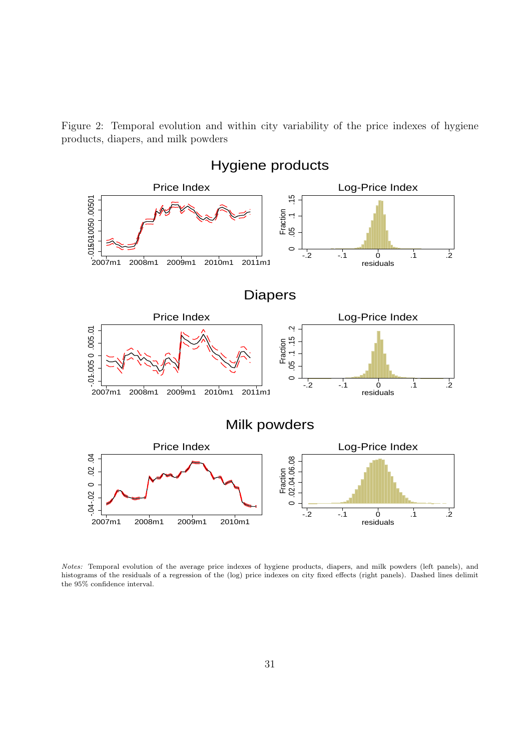Figure 2: Temporal evolution and within city variability of the price indexes of hygiene products, diapers, and milk powders

*Notes:* Temporal evolution of the average price indexes of hygiene products, diapers, and milk powders (left panels), and histograms of the residuals of a regression of the (log) price indexes on city fixed effects (right panels). Dashed lines delimit the 95% confidence interval.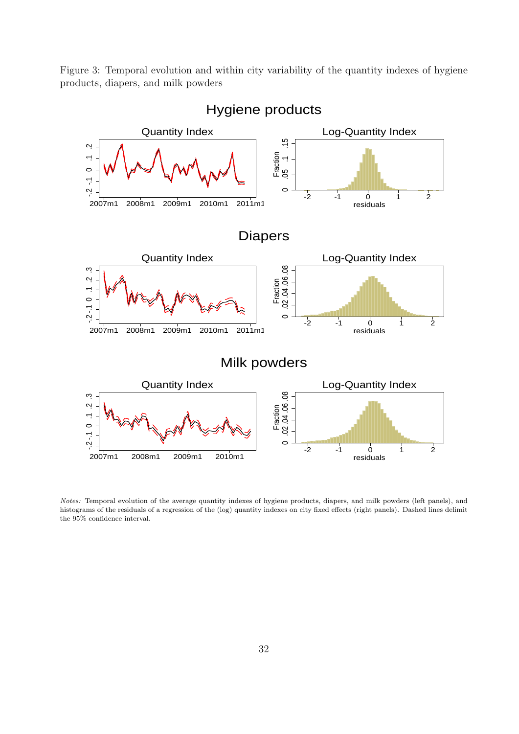Figure 3: Temporal evolution and within city variability of the quantity indexes of hygiene products, diapers, and milk powders

*Notes:* Temporal evolution of the average quantity indexes of hygiene products, diapers, and milk powders (left panels), and histograms of the residuals of a regression of the (log) quantity indexes on city fixed effects (right panels). Dashed lines delimit the 95% confidence interval.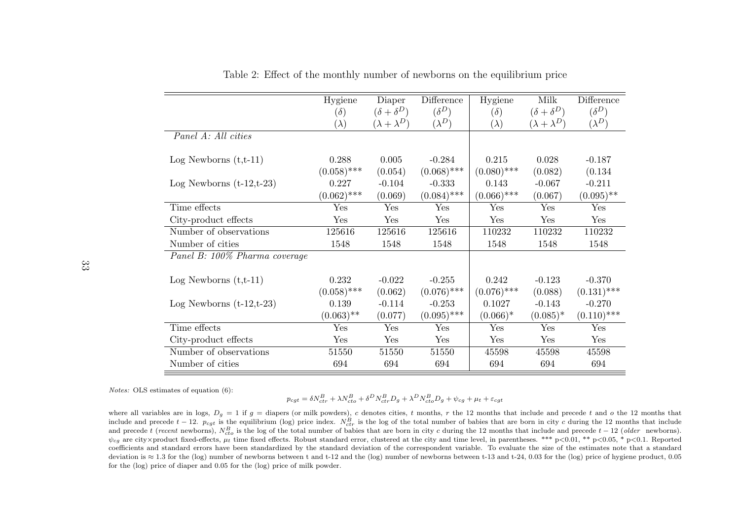Table 2: Effect of the monthly number of newborns on the equilibrium price

| | Hygiene | Diaper | Difference | Hygiene | Milk | Difference |
|---|---|---|---|---|---|---|
| | $(\delta)$ | $(\delta + \delta^D)$ | $(\delta^D)$ | $(\delta)$ | $(\delta + \delta^D)$ | $(\delta^D)$ |
| | $(\lambda)$ | $(\lambda + \lambda^D)$ | $(\lambda^D)$ | $(\lambda)$ | $(\lambda + \lambda^D)$ | $(\lambda^D)$ |
| *Panel A: All cities* | | | | | | |
| Log Newborns (t,t-11) | 0.288 | 0.005 | -0.284 | 0.215 | 0.028 | -0.187 |
| | (0.058)*** | (0.054) | (0.068)*** | (0.080)*** | (0.082) | (0.134 |
| Log Newborns (t-12,t-23) | 0.227 | -0.104 | -0.333 | 0.143 | -0.067 | -0.211 |
| | (0.062)*** | (0.069) | (0.084)*** | (0.066)*** | (0.067) | (0.095)** |
| Time effects | Yes | Yes | Yes | Yes | Yes | Yes |
| City-product effects | Yes | Yes | Yes | Yes | Yes | Yes |
| Number of observations | 125616 | 125616 | 125616 | 110232 | 110232 | 110232 |
| Number of cities | 1548 | 1548 | 1548 | 1548 | 1548 | 1548 |
| *Panel B: 100% Pharma coverage* | | | | | | |
| Log Newborns (t,t-11) | 0.232 | -0.022 | -0.255 | 0.242 | -0.123 | -0.370 |
| | (0.058)*** | (0.062) | (0.076)*** | (0.076)*** | (0.088) | (0.131)*** |
| Log Newborns (t-12,t-23) | 0.139 | -0.114 | -0.253 | 0.1027 | -0.143 | -0.270 |
| | (0.063)** | (0.077) | (0.095)*** | (0.066)* | (0.085)* | (0.110)*** |
| Time effects | Yes | Yes | Yes | Yes | Yes | Yes |
| City-product effects | Yes | Yes | Yes | Yes | Yes | Yes |
| Number of observations | 51550 | 51550 | 51550 | 45598 | 45598 | 45598 |
| Number of cities | 694 | 694 | 694 | 694 | 694 | 694 |

*Notes:* OLS estimates of equation (6):

$$p_{cgt} = \delta N^B_{ctr} + \lambda N^B_{cto} + \delta^D N^B_{ctr} D_g + \lambda^D N^B_{cto} D_g + \psi_{cg} + \mu_t + \varepsilon_{cgt}$$

where all variables are in logs, $D_g = 1$ if $g$ = diapers (or milk powders), $c$ denotes cities, $t$ months, $r$ the 12 months that include and precede $t$ and $o$ the 12 months that include and precede $t-12$. $p_{cgt}$ is the equilibrium (log) price index. $N^B_{ctr}$ is the log of the total number of babies that are born in city $c$ during the 12 months that include and precede $t$ (*recent* newborns), $N^B_{cto}$ is the log of the total number of babies that are born in city $c$ during the 12 months that include and precede $t-12$ (*older* newborns). $\psi_{cg}$ are city×product fixed-effects, $\mu_t$ time fixed effects. Robust standard error, clustered at the city and time level, in parentheses. *** p<0.01, ** p<0.05, * p<0.1. Reported coefficients and standard errors have been standardized by the standard deviation of the correspondent variable. To evaluate the size of the estimates note that a standard deviation is ≈ 1.3 for the (log) number of newborns between t and t-12 and the (log) number of newborns between t-13 and t-24, 0.03 for the (log) price of hygiene product, 0.05 for the (log) price of diaper and 0.05 for the (log) price of milk powder.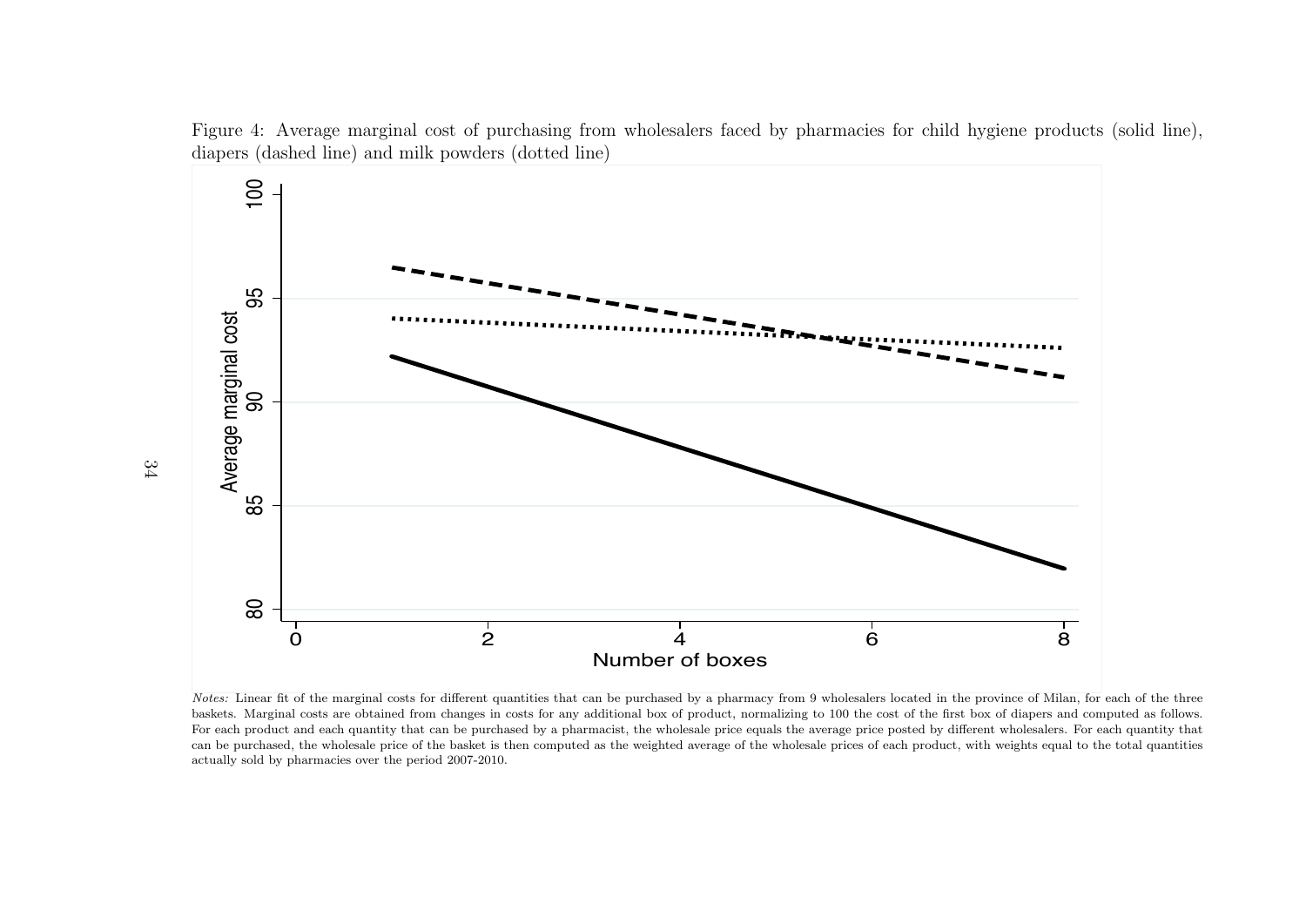Figure 4: Average marginal cost of purchasing from wholesalers faced by pharmacies for child hygiene products (solid line), diapers (dashed line) and milk powders (dotted line)

*Notes:* Linear fit of the marginal costs for different quantities that can be purchased by a pharmacy from 9 wholesalers located in the province of Milan, for each of the three baskets. Marginal costs are obtained from changes in costs for any additional box of product, normalizing to 100 the cost of the first box of diapers and computed as follows. For each product and each quantity that can be purchased by a pharmacist, the wholesale price equals the average price posted by different wholesalers. For each quantity that can be purchased, the wholesale price of the basket is then computed as the weighted average of the wholesale prices of each product, with weights equal to the total quantities actually sold by pharmacies over the period 2007-2010.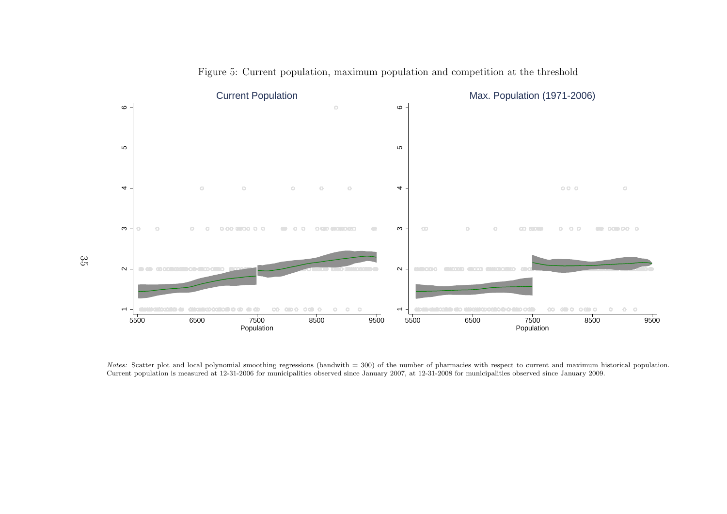Figure 5: Current population, maximum population and competition at the threshold

*Notes:* Scatter plot and local polynomial smoothing regressions (bandwith = 300) of the number of pharmacies with respect to current and maximum historical population. Current population is measured at 12-31-2006 for municipalities observed since January 2007, at 12-31-2008 for municipalities observed since January 2009.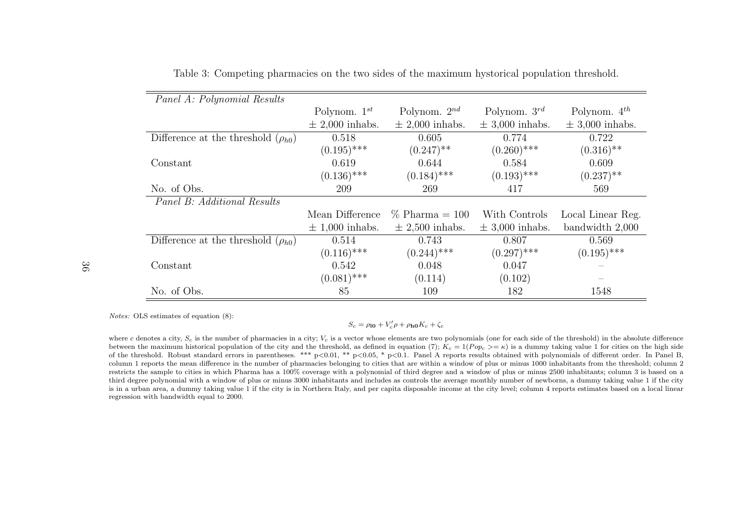Table 3: Competing pharmacies on the two sides of the maximum hystorical population threshold.

| *Panel A: Polynomial Results* | | | | |
|---|---|---|---|---|
| | Polynom. $1^{st}$ | Polynom. $2^{nd}$ | Polynom. $3^{rd}$ | Polynom. $4^{th}$ |
| | $\pm$ 2,000 inhabs. | $\pm$ 2,000 inhabs. | $\pm$ 3,000 inhabs. | $\pm$ 3,000 inhabs. |
| Difference at the threshold ($\rho_{h0}$) | 0.518 | 0.605 | 0.774 | 0.722 |
| | (0.195)*** | (0.247)** | (0.260)*** | (0.316)** |
| Constant | 0.619 | 0.644 | 0.584 | 0.609 |
| | (0.136)*** | (0.184)*** | (0.193)*** | (0.237)** |
| No. of Obs. | 209 | 269 | 417 | 569 |
| *Panel B: Additional Results* | | | | |
| | Mean Difference | % Pharma = 100 | With Controls | Local Linear Reg. |
| | $\pm$ 1,000 inhabs. | $\pm$ 2,500 inhabs. | $\pm$ 3,000 inhabs. | bandwidth 2,000 |
| Difference at the threshold ($\rho_{h0}$) | 0.514 | 0.743 | 0.807 | 0.569 |
| | (0.116)*** | (0.244)*** | (0.297)*** | (0.195)*** |
| Constant | 0.542 | 0.048 | 0.047 | – |
| | (0.081)*** | (0.114) | (0.102) | – |
| No. of Obs. | 85 | 109 | 182 | 1548 |

*Notes:* OLS estimates of equation (8):

$$S_c = \rho_{\mathbf{l0}} + V_c'\rho + \rho_{\mathbf{h0}} K_c + \zeta_c$$

where $c$ denotes a city, $S_c$ is the number of pharmacies in a city; $V_c$ is a vector whose elements are two polynomials (one for each side of the threshold) in the absolute difference between the maximum historical population of the city and the threshold, as defined in equation (7); $K_c = 1(Pop_c >= \kappa)$ is a dummy taking value 1 for cities on the high side of the threshold. Robust standard errors in parentheses. *** p<0.01, ** p<0.05, * p<0.1. Panel A reports results obtained with polynomials of different order. In Panel B, column 1 reports the mean difference in the number of pharmacies belonging to cities that are within a window of plus or minus 1000 inhabitants from the threshold; column 2 restricts the sample to cities in which Pharma has a 100% coverage with a polynomial of third degree and a window of plus or minus 2500 inhabitants; column 3 is based on a third degree polynomial with a window of plus or minus 3000 inhabitants and includes as controls the average monthly number of newborns, a dummy taking value 1 if the city is in a urban area, a dummy taking value 1 if the city is in Northern Italy, and per capita disposable income at the city level; column 4 reports estimates based on a local linear regression with bandwidth equal to 2000.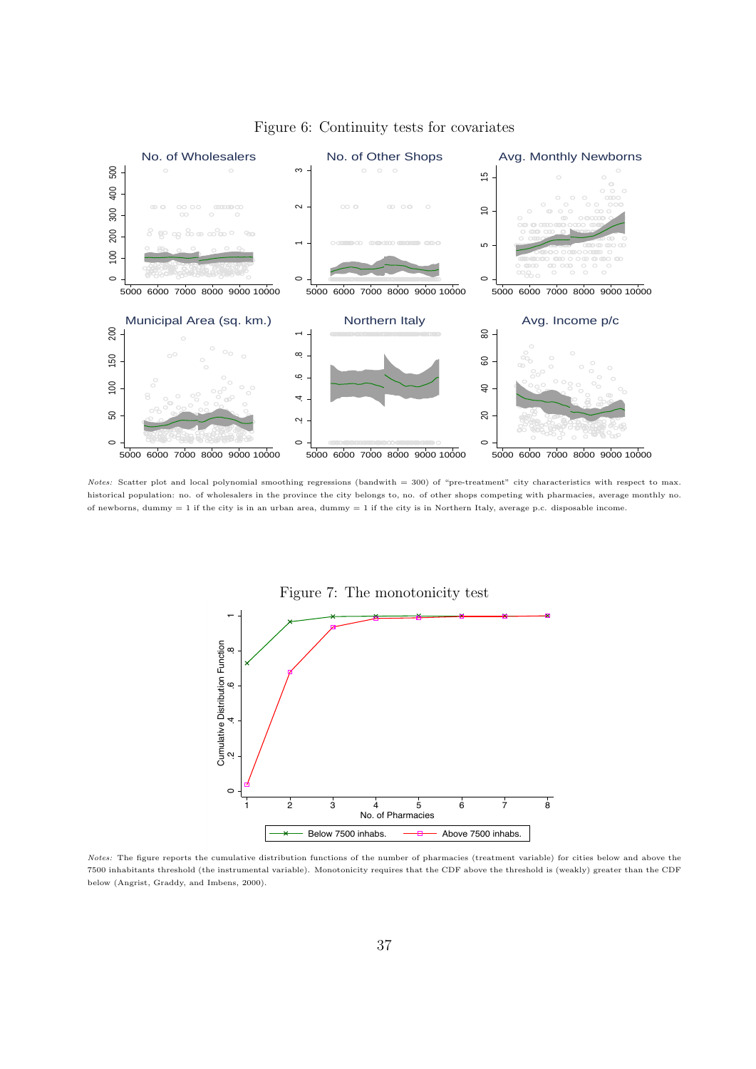Figure 6: Continuity tests for covariates

*Notes:* Scatter plot and local polynomial smoothing regressions (bandwith = 300) of "pre-treatment" city characteristics with respect to max. historical population: no. of wholesalers in the province the city belongs to, no. of other shops competing with pharmacies, average monthly no. of newborns, dummy = 1 if the city is in an urban area, dummy = 1 if the city is in Northern Italy, average p.c. disposable income.

Figure 7: The monotonicity test

*Notes:* The figure reports the cumulative distribution functions of the number of pharmacies (treatment variable) for cities below and above the 7500 inhabitants threshold (the instrumental variable). Monotonicity requires that the CDF above the threshold is (weakly) greater than the CDF below (Angrist, Graddy, and Imbens, 2000).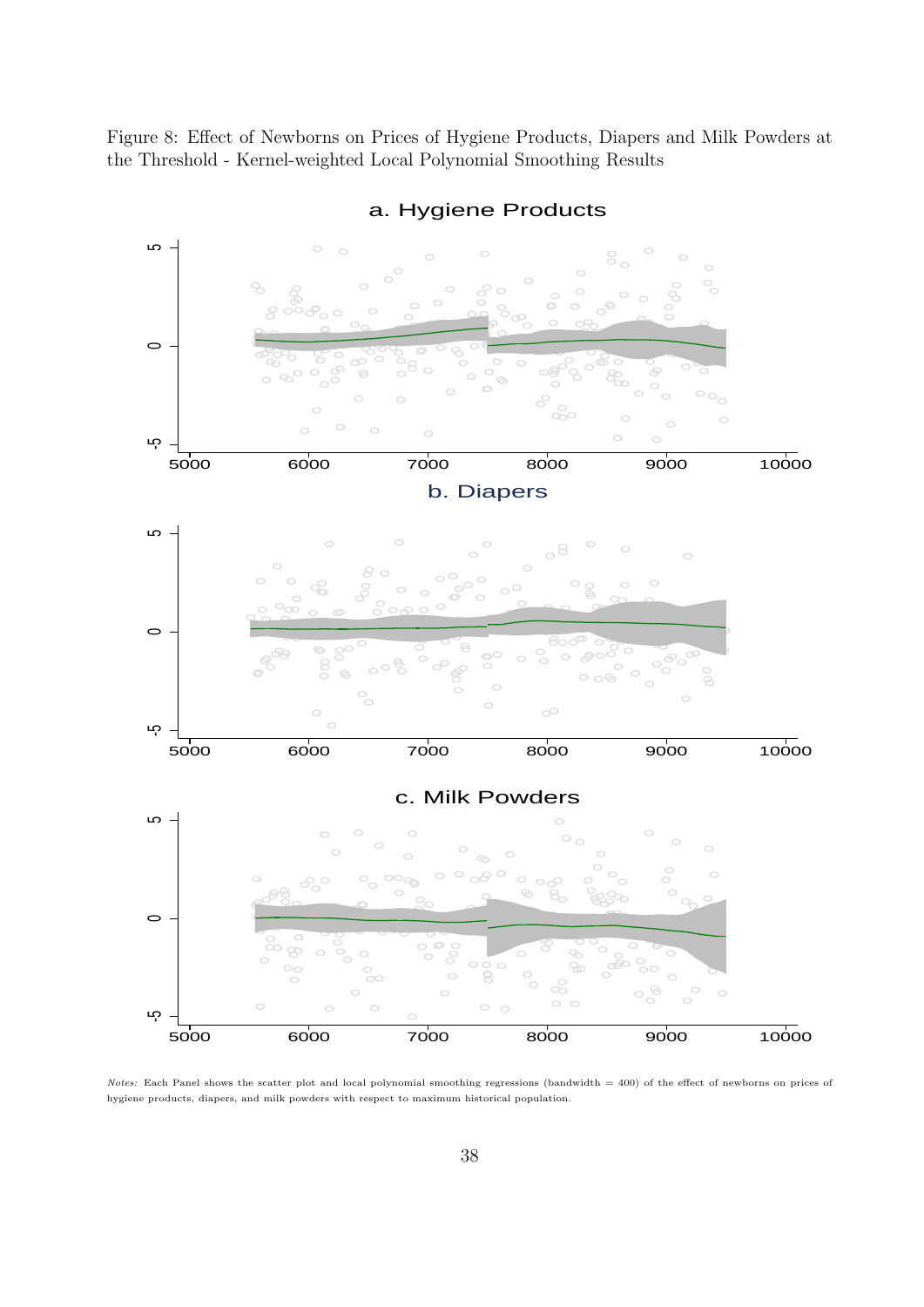Figure 8: Effect of Newborns on Prices of Hygiene Products, Diapers and Milk Powders at the Threshold - Kernel-weighted Local Polynomial Smoothing Results

*Notes:* Each Panel shows the scatter plot and local polynomial smoothing regressions (bandwidth = 400) of the effect of newborns on prices of hygiene products, diapers, and milk powders with respect to maximum historical population.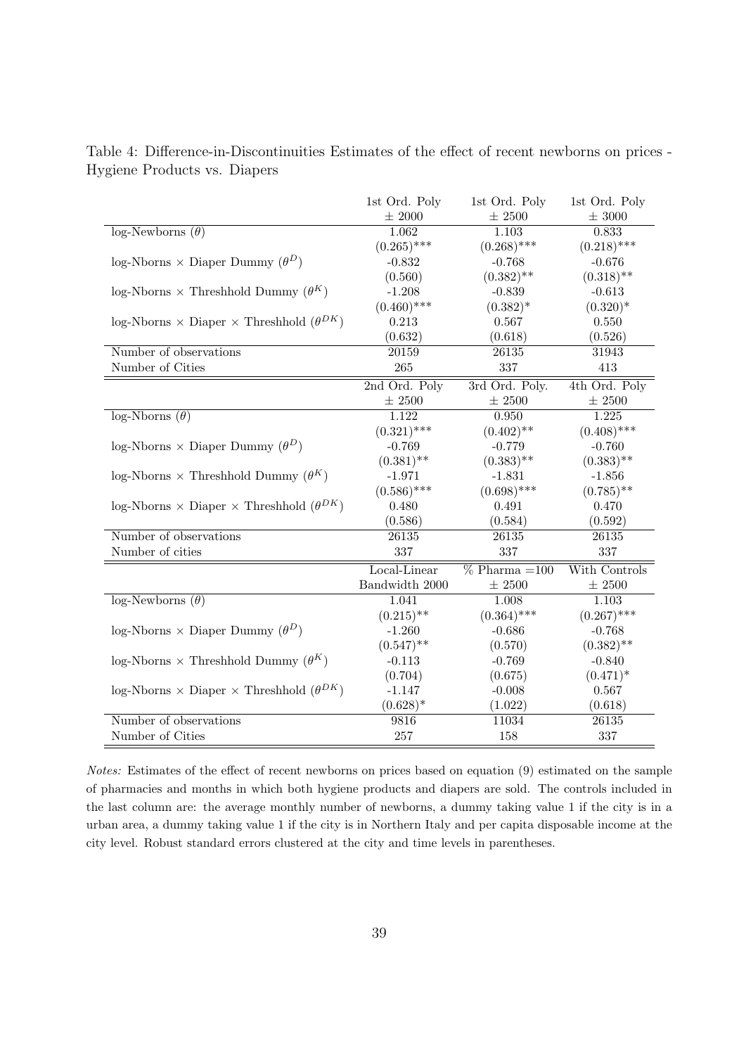Table 4: Difference-in-Discontinuities Estimates of the effect of recent newborns on prices - Hygiene Products vs. Diapers

| | 1st Ord. Poly<br>± 2000 | 1st Ord. Poly<br>± 2500 | 1st Ord. Poly<br>± 3000 |
|---|---|---|---|
| log-Newborns ($\theta$) | 1.062 | 1.103 | 0.833 |
| | (0.265)*** | (0.268)*** | (0.218)*** |
| log-Nborns × Diaper Dummy ($\theta^D$) | -0.832 | -0.768 | -0.676 |
| | (0.560) | (0.382)** | (0.318)** |
| log-Nborns × Threshhold Dummy ($\theta^K$) | -1.208 | -0.839 | -0.613 |
| | (0.460)*** | (0.382)* | (0.320)* |
| log-Nborns × Diaper × Threshhold ($\theta^{DK}$) | 0.213 | 0.567 | 0.550 |
| | (0.632) | (0.618) | (0.526) |
| Number of observations | 20159 | 26135 | 31943 |
| Number of Cities | 265 | 337 | 413 |
| | **2nd Ord. Poly<br>± 2500** | **3rd Ord. Poly.<br>± 2500** | **4th Ord. Poly<br>± 2500** |
| log-Nborns ($\theta$) | 1.122 | 0.950 | 1.225 |
| | (0.321)*** | (0.402)** | (0.408)*** |
| log-Nborns × Diaper Dummy ($\theta^D$) | -0.769 | -0.779 | -0.760 |
| | (0.381)** | (0.383)** | (0.383)** |
| log-Nborns × Threshhold Dummy ($\theta^K$) | -1.971 | -1.831 | -1.856 |
| | (0.586)*** | (0.698)*** | (0.785)** |
| log-Nborns × Diaper × Threshhold ($\theta^{DK}$) | 0.480 | 0.491 | 0.470 |
| | (0.586) | (0.584) | (0.592) |
| Number of observations | 26135 | 26135 | 26135 |
| Number of cities | 337 | 337 | 337 |
| | **Local-Linear<br>Bandwidth 2000** | **% Pharma =100<br>± 2500** | **With Controls<br>± 2500** |
| log-Newborns ($\theta$) | 1.041 | 1.008 | 1.103 |
| | (0.215)** | (0.364)*** | (0.267)*** |
| log-Nborns × Diaper Dummy ($\theta^D$) | -1.260 | -0.686 | -0.768 |
| | (0.547)** | (0.570) | (0.382)** |
| log-Nborns × Threshhold Dummy ($\theta^K$) | -0.113 | -0.769 | -0.840 |
| | (0.704) | (0.675) | (0.471)* |
| log-Nborns × Diaper × Threshhold ($\theta^{DK}$) | -1.147 | -0.008 | 0.567 |
| | (0.628)* | (1.022) | (0.618) |
| Number of observations | 9816 | 11034 | 26135 |
| Number of Cities | 257 | 158 | 337 |

*Notes:* Estimates of the effect of recent newborns on prices based on equation (9) estimated on the sample of pharmacies and months in which both hygiene products and diapers are sold. The controls included in the last column are: the average monthly number of newborns, a dummy taking value 1 if the city is in a urban area, a dummy taking value 1 if the city is in Northern Italy and per capita disposable income at the city level. Robust standard errors clustered at the city and time levels in parentheses.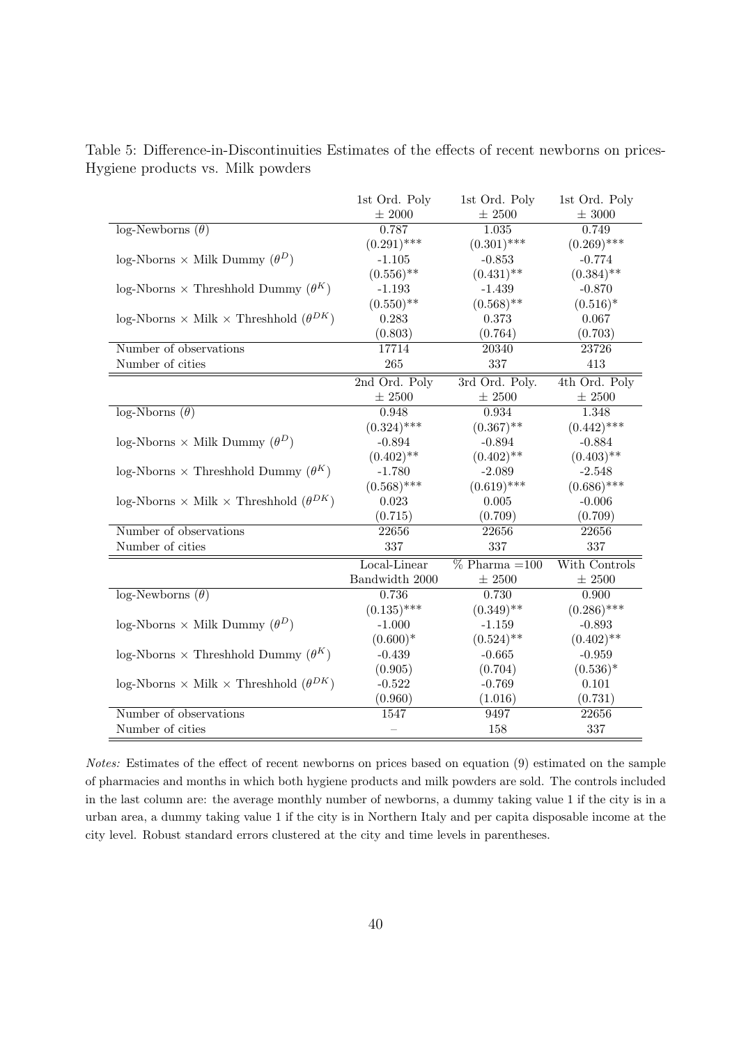Table 5: Difference-in-Discontinuities Estimates of the effects of recent newborns on prices-Hygiene products vs. Milk powders

| | 1st Ord. Poly $\pm$ 2000 | 1st Ord. Poly $\pm$ 2500 | 1st Ord. Poly $\pm$ 3000 |
|---|---|---|---|
| log-Newborns ($\theta$) | 0.787 | 1.035 | 0.749 |
| | (0.291)*** | (0.301)*** | (0.269)*** |
| log-Nborns $\times$ Milk Dummy ($\theta^D$) | -1.105 | -0.853 | -0.774 |
| | (0.556)** | (0.431)** | (0.384)** |
| log-Nborns $\times$ Threshhold Dummy ($\theta^K$) | -1.193 | -1.439 | -0.870 |
| | (0.550)** | (0.568)** | (0.516)* |
| log-Nborns $\times$ Milk $\times$ Threshhold ($\theta^{DK}$) | 0.283 | 0.373 | 0.067 |
| | (0.803) | (0.764) | (0.703) |
| Number of observations | 17714 | 20340 | 23726 |
| Number of cities | 265 | 337 | 413 |
| | **2nd Ord. Poly $\pm$ 2500** | **3rd Ord. Poly. $\pm$ 2500** | **4th Ord. Poly $\pm$ 2500** |
| log-Nborns ($\theta$) | 0.948 | 0.934 | 1.348 |
| | (0.324)*** | (0.367)** | (0.442)*** |
| log-Nborns $\times$ Milk Dummy ($\theta^D$) | -0.894 | -0.894 | -0.884 |
| | (0.402)** | (0.402)** | (0.403)** |
| log-Nborns $\times$ Threshhold Dummy ($\theta^K$) | -1.780 | -2.089 | -2.548 |
| | (0.568)*** | (0.619)*** | (0.686)*** |
| log-Nborns $\times$ Milk $\times$ Threshhold ($\theta^{DK}$) | 0.023 | 0.005 | -0.006 |
| | (0.715) | (0.709) | (0.709) |
| Number of observations | 22656 | 22656 | 22656 |
| Number of cities | 337 | 337 | 337 |
| | **Local-Linear Bandwidth 2000** | **% Pharma =100 $\pm$ 2500** | **With Controls $\pm$ 2500** |
| log-Newborns ($\theta$) | 0.736 | 0.730 | 0.900 |
| | (0.135)*** | (0.349)** | (0.286)*** |
| log-Nborns $\times$ Milk Dummy ($\theta^D$) | -1.000 | -1.159 | -0.893 |
| | (0.600)* | (0.524)** | (0.402)** |
| log-Nborns $\times$ Threshhold Dummy ($\theta^K$) | -0.439 | -0.665 | -0.959 |
| | (0.905) | (0.704) | (0.536)* |
| log-Nborns $\times$ Milk $\times$ Threshhold ($\theta^{DK}$) | -0.522 | -0.769 | 0.101 |
| | (0.960) | (1.016) | (0.731) |
| Number of observations | 1547 | 9497 | 22656 |
| Number of cities | – | 158 | 337 |

*Notes:* Estimates of the effect of recent newborns on prices based on equation (9) estimated on the sample of pharmacies and months in which both hygiene products and milk powders are sold. The controls included in the last column are: the average monthly number of newborns, a dummy taking value 1 if the city is in a urban area, a dummy taking value 1 if the city is in Northern Italy and per capita disposable income at the city level. Robust standard errors clustered at the city and time levels in parentheses.